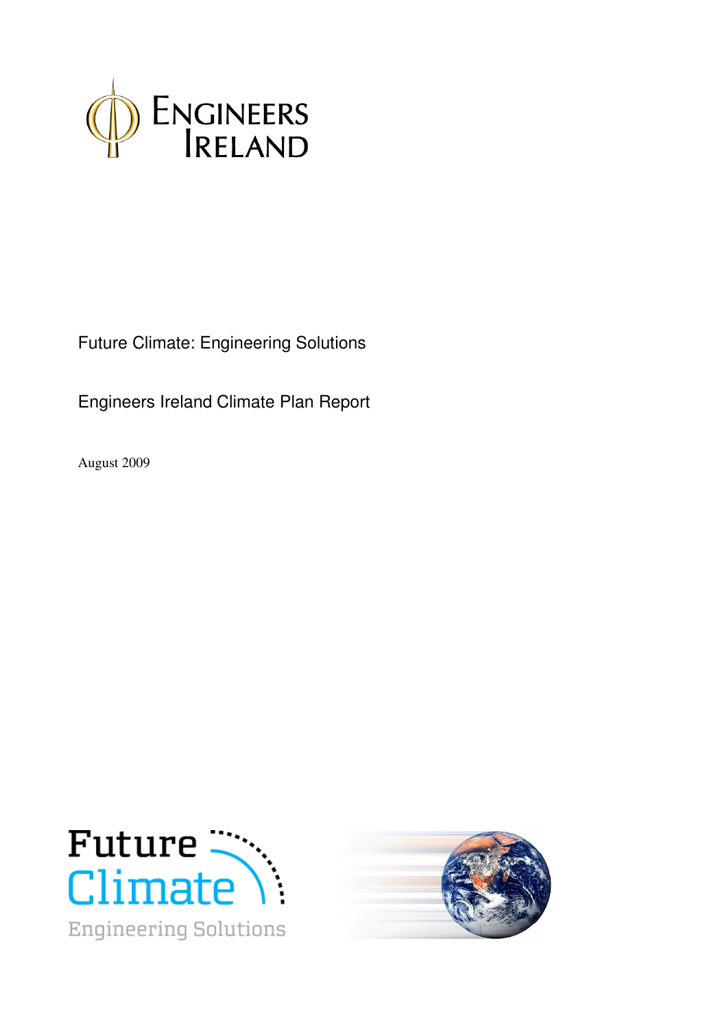# Future Climate: Engineering Solutions

## Engineers Ireland Climate Plan Report

August 2009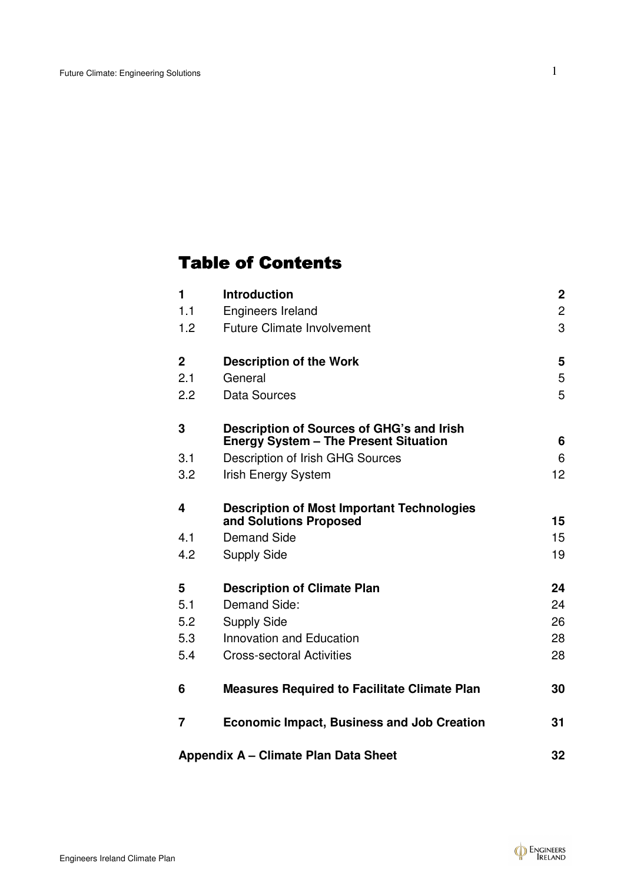# Table of Contents

| | | |
|---|---|---|
| **1** | **Introduction** | **2** |
| 1.1 | Engineers Ireland | 2 |
| 1.2 | Future Climate Involvement | 3 |
| **2** | **Description of the Work** | **5** |
| 2.1 | General | 5 |
| 2.2 | Data Sources | 5 |
| **3** | **Description of Sources of GHG's and Irish Energy System – The Present Situation** | **6** |
| 3.1 | Description of Irish GHG Sources | 6 |
| 3.2 | Irish Energy System | 12 |
| **4** | **Description of Most Important Technologies and Solutions Proposed** | **15** |
| 4.1 | Demand Side | 15 |
| 4.2 | Supply Side | 19 |
| **5** | **Description of Climate Plan** | **24** |
| 5.1 | Demand Side: | 24 |
| 5.2 | Supply Side | 26 |
| 5.3 | Innovation and Education | 28 |
| 5.4 | Cross-sectoral Activities | 28 |
| **6** | **Measures Required to Facilitate Climate Plan** | **30** |
| **7** | **Economic Impact, Business and Job Creation** | **31** |
| **Appendix A – Climate Plan Data Sheet** | | **32** |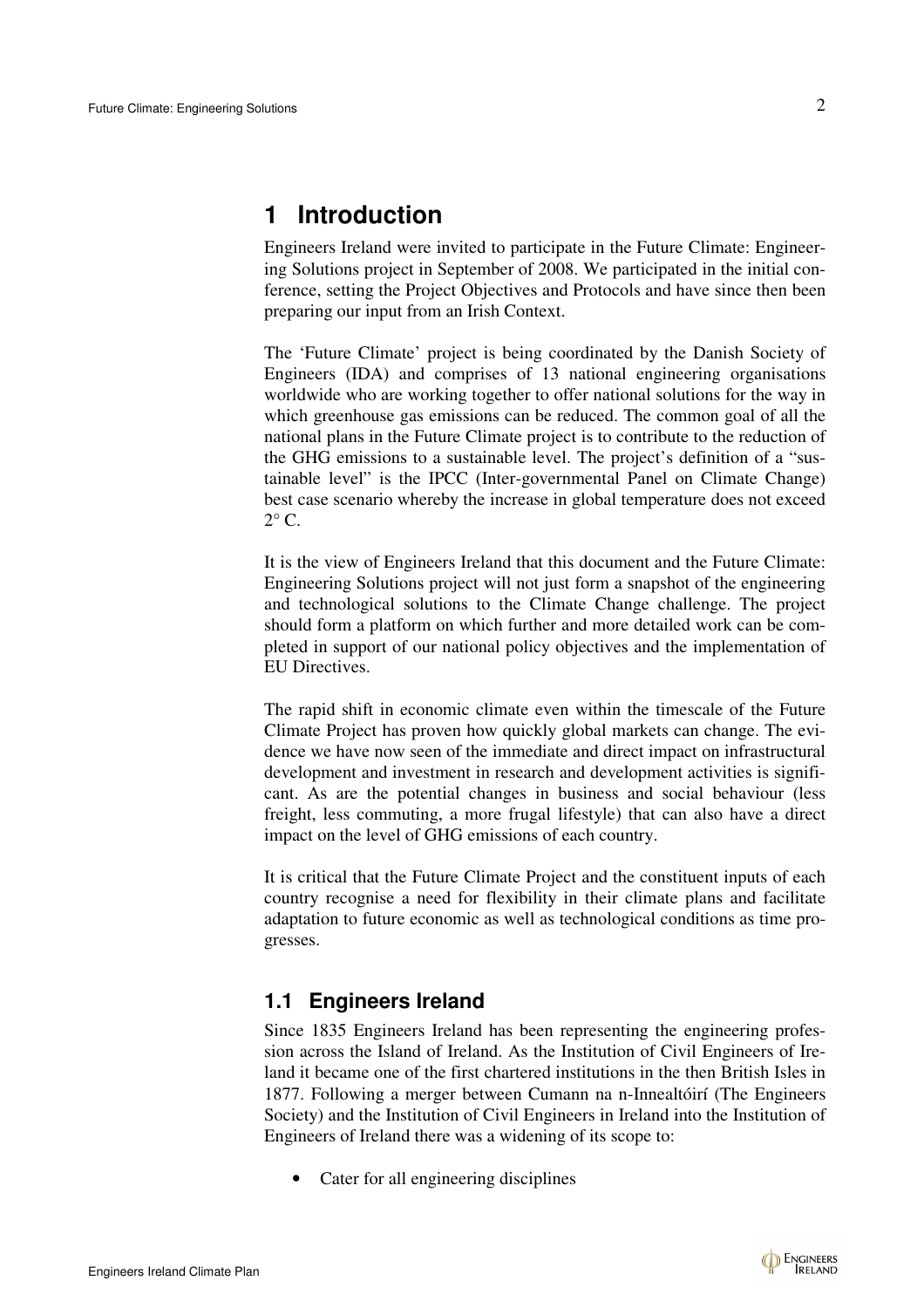# 1 Introduction

Engineers Ireland were invited to participate in the Future Climate: Engineering Solutions project in September of 2008. We participated in the initial conference, setting the Project Objectives and Protocols and have since then been preparing our input from an Irish Context.

The 'Future Climate' project is being coordinated by the Danish Society of Engineers (IDA) and comprises of 13 national engineering organisations worldwide who are working together to offer national solutions for the way in which greenhouse gas emissions can be reduced. The common goal of all the national plans in the Future Climate project is to contribute to the reduction of the GHG emissions to a sustainable level. The project's definition of a "sustainable level" is the IPCC (Inter-governmental Panel on Climate Change) best case scenario whereby the increase in global temperature does not exceed 2° C.

It is the view of Engineers Ireland that this document and the Future Climate: Engineering Solutions project will not just form a snapshot of the engineering and technological solutions to the Climate Change challenge. The project should form a platform on which further and more detailed work can be completed in support of our national policy objectives and the implementation of EU Directives.

The rapid shift in economic climate even within the timescale of the Future Climate Project has proven how quickly global markets can change. The evidence we have now seen of the immediate and direct impact on infrastructural development and investment in research and development activities is significant. As are the potential changes in business and social behaviour (less freight, less commuting, a more frugal lifestyle) that can also have a direct impact on the level of GHG emissions of each country.

It is critical that the Future Climate Project and the constituent inputs of each country recognise a need for flexibility in their climate plans and facilitate adaptation to future economic as well as technological conditions as time progresses.

## 1.1 Engineers Ireland

Since 1835 Engineers Ireland has been representing the engineering profession across the Island of Ireland. As the Institution of Civil Engineers of Ireland it became one of the first chartered institutions in the then British Isles in 1877. Following a merger between Cumann na n-Innealtóirí (The Engineers Society) and the Institution of Civil Engineers in Ireland into the Institution of Engineers of Ireland there was a widening of its scope to:

- Cater for all engineering disciplines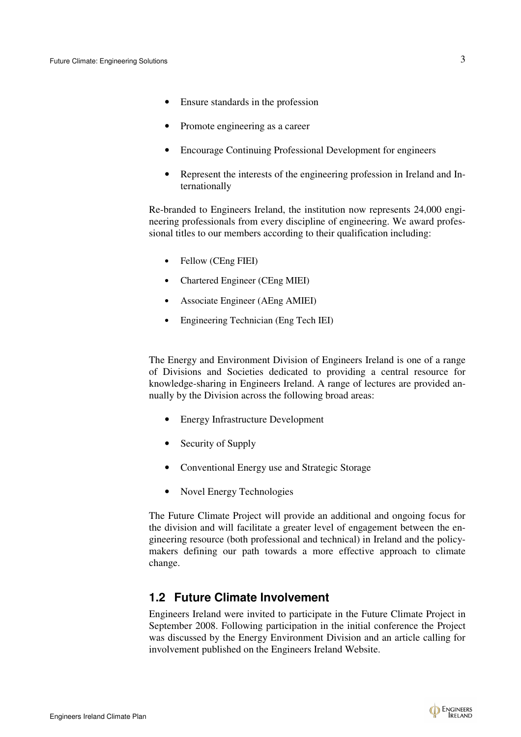- Ensure standards in the profession
- Promote engineering as a career
- Encourage Continuing Professional Development for engineers
- Represent the interests of the engineering profession in Ireland and Internationally

Re-branded to Engineers Ireland, the institution now represents 24,000 engineering professionals from every discipline of engineering. We award professional titles to our members according to their qualification including:

- Fellow (CEng FIEI)
- Chartered Engineer (CEng MIEI)
- Associate Engineer (AEng AMIEI)
- Engineering Technician (Eng Tech IEI)

The Energy and Environment Division of Engineers Ireland is one of a range of Divisions and Societies dedicated to providing a central resource for knowledge-sharing in Engineers Ireland. A range of lectures are provided annually by the Division across the following broad areas:

- Energy Infrastructure Development
- Security of Supply
- Conventional Energy use and Strategic Storage
- Novel Energy Technologies

The Future Climate Project will provide an additional and ongoing focus for the division and will facilitate a greater level of engagement between the engineering resource (both professional and technical) in Ireland and the policy-makers defining our path towards a more effective approach to climate change.

## 1.2 Future Climate Involvement

Engineers Ireland were invited to participate in the Future Climate Project in September 2008. Following participation in the initial conference the Project was discussed by the Energy Environment Division and an article calling for involvement published on the Engineers Ireland Website.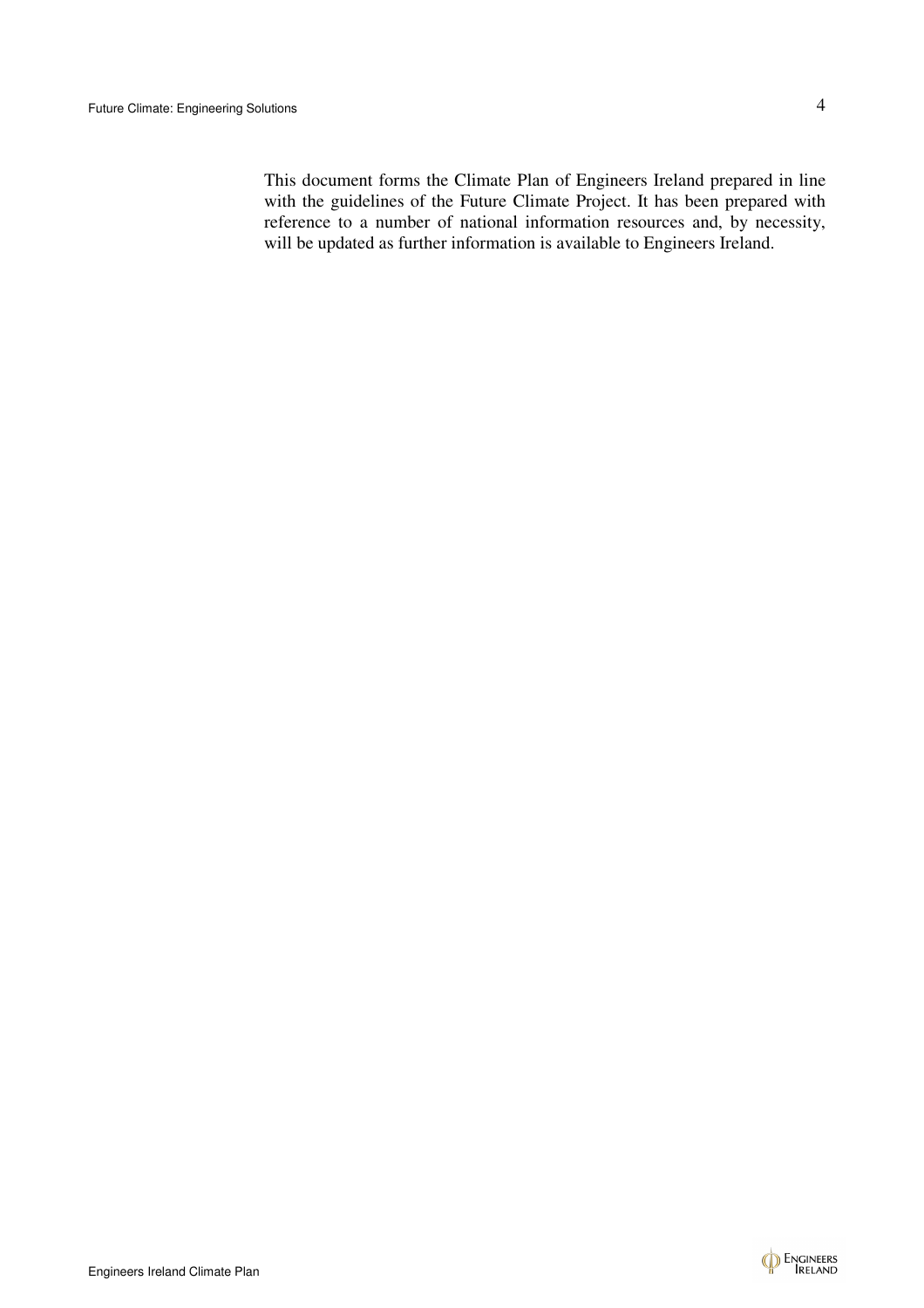This document forms the Climate Plan of Engineers Ireland prepared in line with the guidelines of the Future Climate Project. It has been prepared with reference to a number of national information resources and, by necessity, will be updated as further information is available to Engineers Ireland.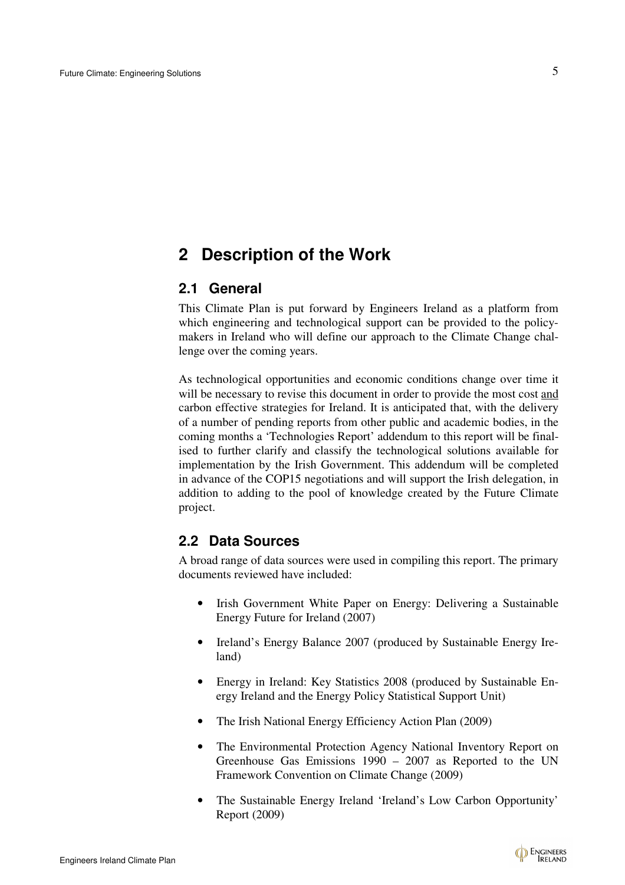# 2 Description of the Work

## 2.1 General

This Climate Plan is put forward by Engineers Ireland as a platform from which engineering and technological support can be provided to the policy-makers in Ireland who will define our approach to the Climate Change challenge over the coming years.

As technological opportunities and economic conditions change over time it will be necessary to revise this document in order to provide the most cost <u>and</u> carbon effective strategies for Ireland. It is anticipated that, with the delivery of a number of pending reports from other public and academic bodies, in the coming months a 'Technologies Report' addendum to this report will be finalised to further clarify and classify the technological solutions available for implementation by the Irish Government. This addendum will be completed in advance of the COP15 negotiations and will support the Irish delegation, in addition to adding to the pool of knowledge created by the Future Climate project.

## 2.2 Data Sources

A broad range of data sources were used in compiling this report. The primary documents reviewed have included:

- Irish Government White Paper on Energy: Delivering a Sustainable Energy Future for Ireland (2007)
- Ireland's Energy Balance 2007 (produced by Sustainable Energy Ireland)
- Energy in Ireland: Key Statistics 2008 (produced by Sustainable Energy Ireland and the Energy Policy Statistical Support Unit)
- The Irish National Energy Efficiency Action Plan (2009)
- The Environmental Protection Agency National Inventory Report on Greenhouse Gas Emissions 1990 – 2007 as Reported to the UN Framework Convention on Climate Change (2009)
- The Sustainable Energy Ireland 'Ireland's Low Carbon Opportunity' Report (2009)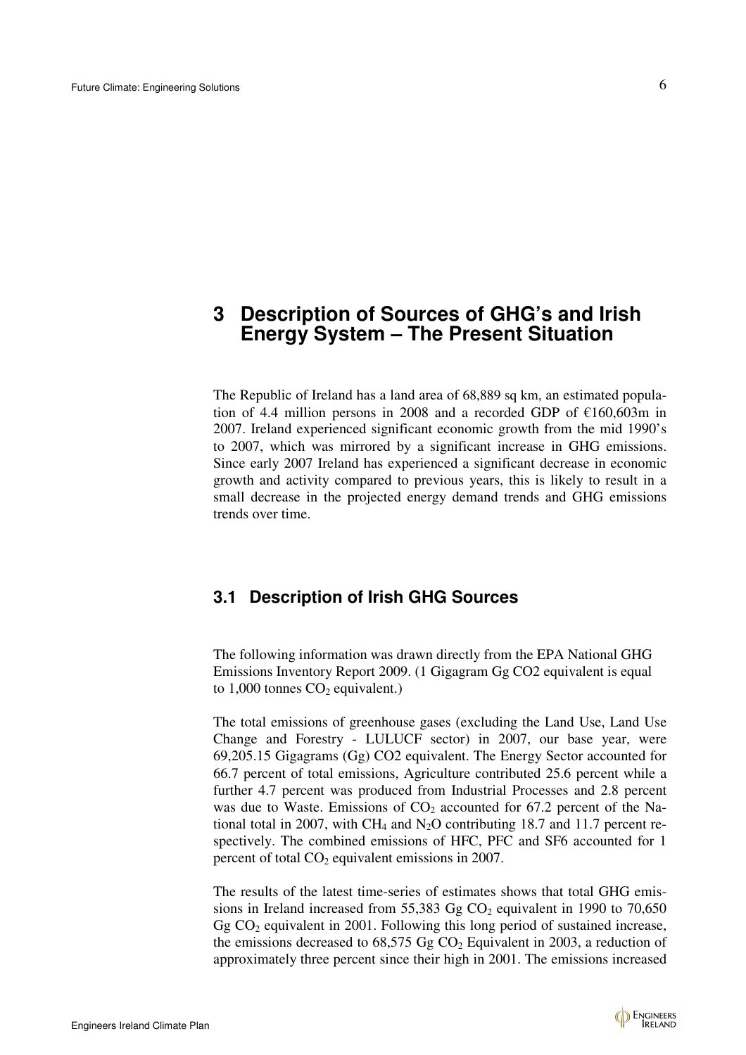# 3 Description of Sources of GHG's and Irish Energy System – The Present Situation

The Republic of Ireland has a land area of 68,889 sq km, an estimated population of 4.4 million persons in 2008 and a recorded GDP of €160,603m in 2007. Ireland experienced significant economic growth from the mid 1990's to 2007, which was mirrored by a significant increase in GHG emissions. Since early 2007 Ireland has experienced a significant decrease in economic growth and activity compared to previous years, this is likely to result in a small decrease in the projected energy demand trends and GHG emissions trends over time.

## 3.1 Description of Irish GHG Sources

The following information was drawn directly from the EPA National GHG Emissions Inventory Report 2009. (1 Gigagram Gg CO2 equivalent is equal to 1,000 tonnes $CO_2$ equivalent.)

The total emissions of greenhouse gases (excluding the Land Use, Land Use Change and Forestry - LULUCF sector) in 2007, our base year, were 69,205.15 Gigagrams (Gg) CO2 equivalent. The Energy Sector accounted for 66.7 percent of total emissions, Agriculture contributed 25.6 percent while a further 4.7 percent was produced from Industrial Processes and 2.8 percent was due to Waste. Emissions of $CO_2$ accounted for 67.2 percent of the National total in 2007, with $CH_4$ and $N_2O$ contributing 18.7 and 11.7 percent respectively. The combined emissions of HFC, PFC and SF6 accounted for 1 percent of total $CO_2$ equivalent emissions in 2007.

The results of the latest time-series of estimates shows that total GHG emissions in Ireland increased from 55,383 Gg $CO_2$ equivalent in 1990 to 70,650 Gg $CO_2$ equivalent in 2001. Following this long period of sustained increase, the emissions decreased to 68,575 Gg $CO_2$ Equivalent in 2003, a reduction of approximately three percent since their high in 2001. The emissions increased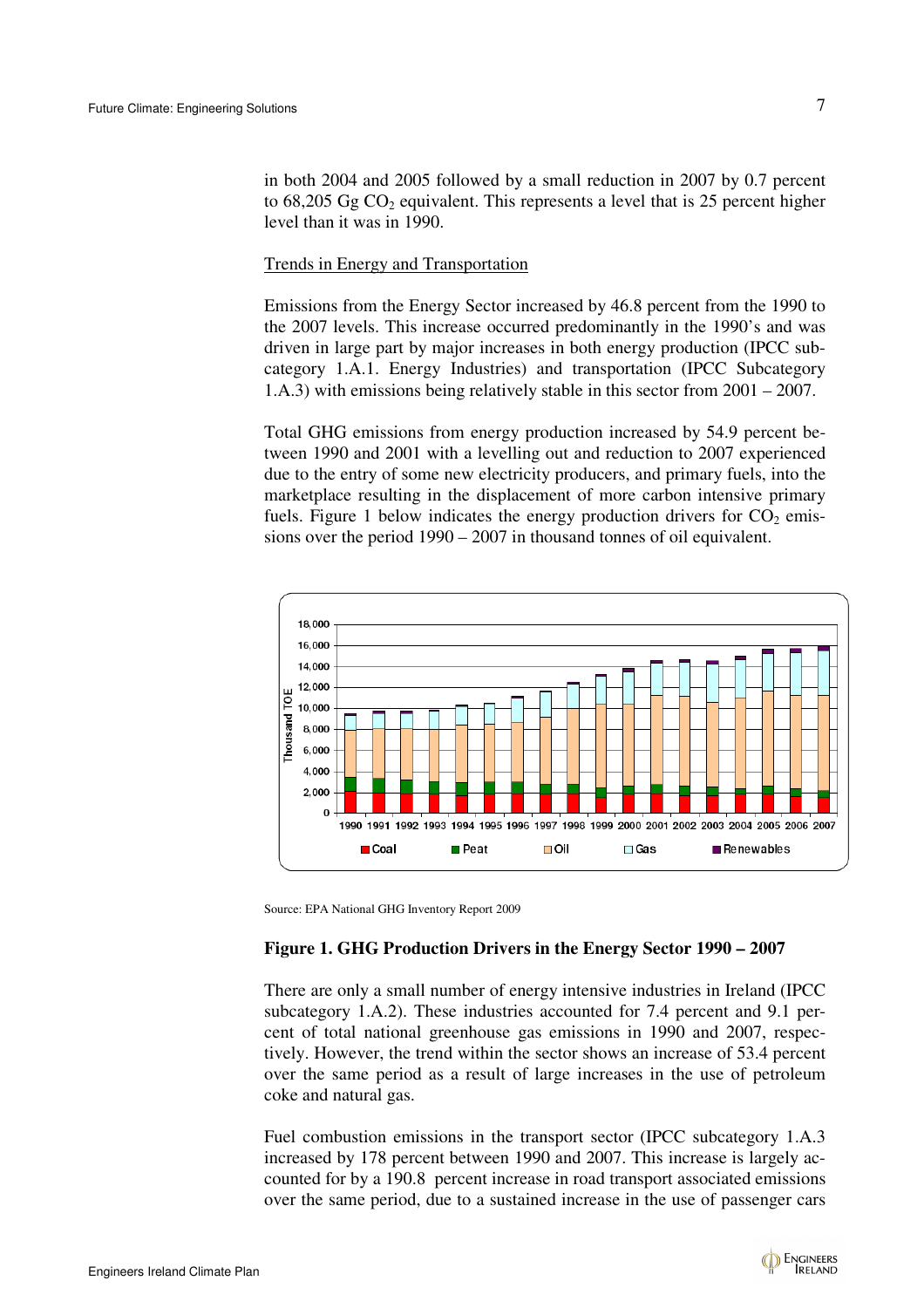in both 2004 and 2005 followed by a small reduction in 2007 by 0.7 percent to 68,205 Gg $CO_2$ equivalent. This represents a level that is 25 percent higher level than it was in 1990.

Trends in Energy and Transportation

Emissions from the Energy Sector increased by 46.8 percent from the 1990 to the 2007 levels. This increase occurred predominantly in the 1990's and was driven in large part by major increases in both energy production (IPCC sub-category 1.A.1. Energy Industries) and transportation (IPCC Subcategory 1.A.3) with emissions being relatively stable in this sector from 2001 – 2007.

Total GHG emissions from energy production increased by 54.9 percent between 1990 and 2001 with a levelling out and reduction to 2007 experienced due to the entry of some new electricity producers, and primary fuels, into the marketplace resulting in the displacement of more carbon intensive primary fuels. Figure 1 below indicates the energy production drivers for $CO_2$ emissions over the period 1990 – 2007 in thousand tonnes of oil equivalent.

Source: EPA National GHG Inventory Report 2009

**Figure 1. GHG Production Drivers in the Energy Sector 1990 – 2007**

There are only a small number of energy intensive industries in Ireland (IPCC subcategory 1.A.2). These industries accounted for 7.4 percent and 9.1 percent of total national greenhouse gas emissions in 1990 and 2007, respectively. However, the trend within the sector shows an increase of 53.4 percent over the same period as a result of large increases in the use of petroleum coke and natural gas.

Fuel combustion emissions in the transport sector (IPCC subcategory 1.A.3 increased by 178 percent between 1990 and 2007. This increase is largely accounted for by a 190.8 percent increase in road transport associated emissions over the same period, due to a sustained increase in the use of passenger cars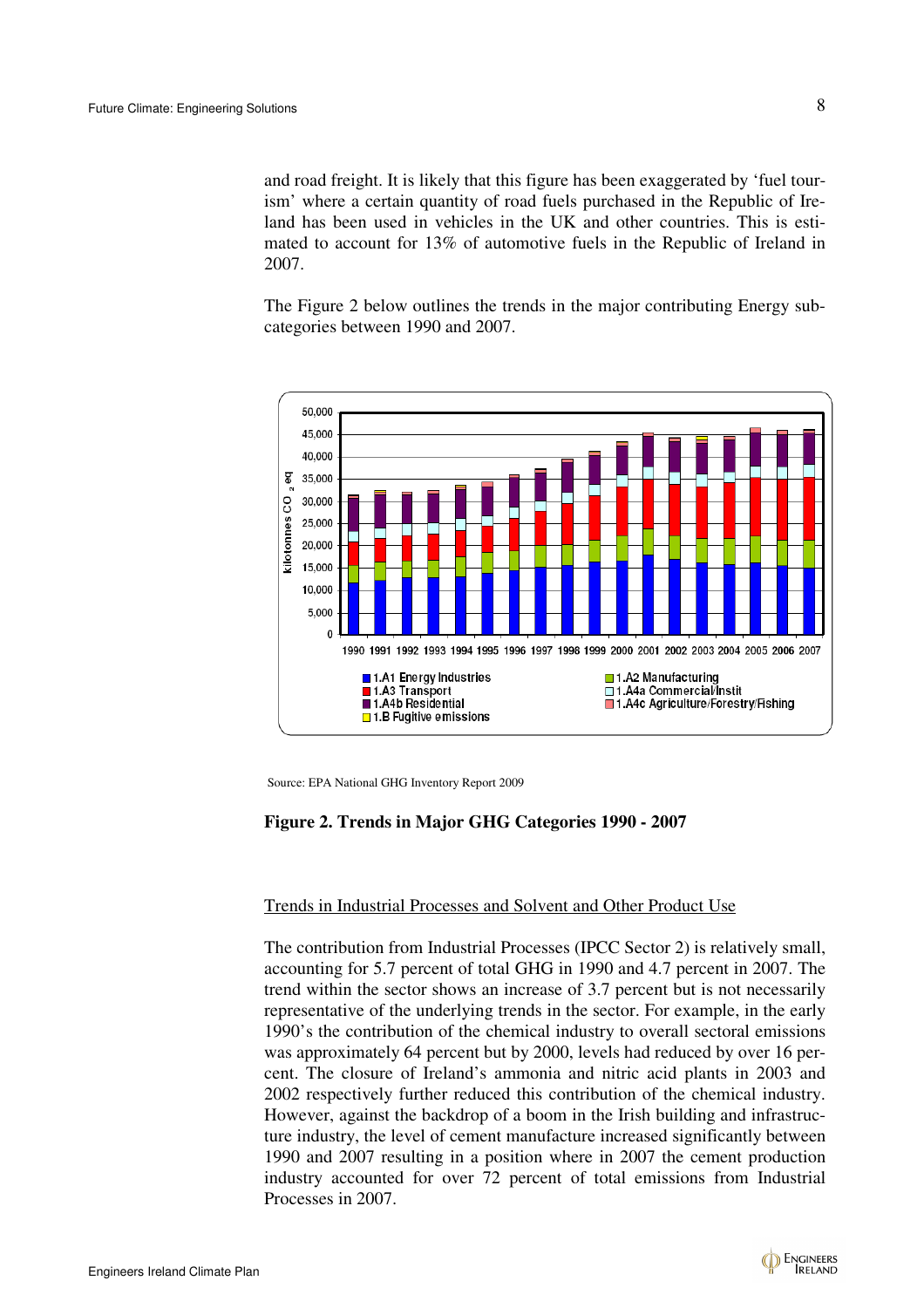and road freight. It is likely that this figure has been exaggerated by 'fuel tourism' where a certain quantity of road fuels purchased in the Republic of Ireland has been used in vehicles in the UK and other countries. This is estimated to account for 13% of automotive fuels in the Republic of Ireland in 2007.

The Figure 2 below outlines the trends in the major contributing Energy subcategories between 1990 and 2007.

Source: EPA National GHG Inventory Report 2009

**Figure 2. Trends in Major GHG Categories 1990 - 2007**

Trends in Industrial Processes and Solvent and Other Product Use

The contribution from Industrial Processes (IPCC Sector 2) is relatively small, accounting for 5.7 percent of total GHG in 1990 and 4.7 percent in 2007. The trend within the sector shows an increase of 3.7 percent but is not necessarily representative of the underlying trends in the sector. For example, in the early 1990's the contribution of the chemical industry to overall sectoral emissions was approximately 64 percent but by 2000, levels had reduced by over 16 percent. The closure of Ireland's ammonia and nitric acid plants in 2003 and 2002 respectively further reduced this contribution of the chemical industry. However, against the backdrop of a boom in the Irish building and infrastructure industry, the level of cement manufacture increased significantly between 1990 and 2007 resulting in a position where in 2007 the cement production industry accounted for over 72 percent of total emissions from Industrial Processes in 2007.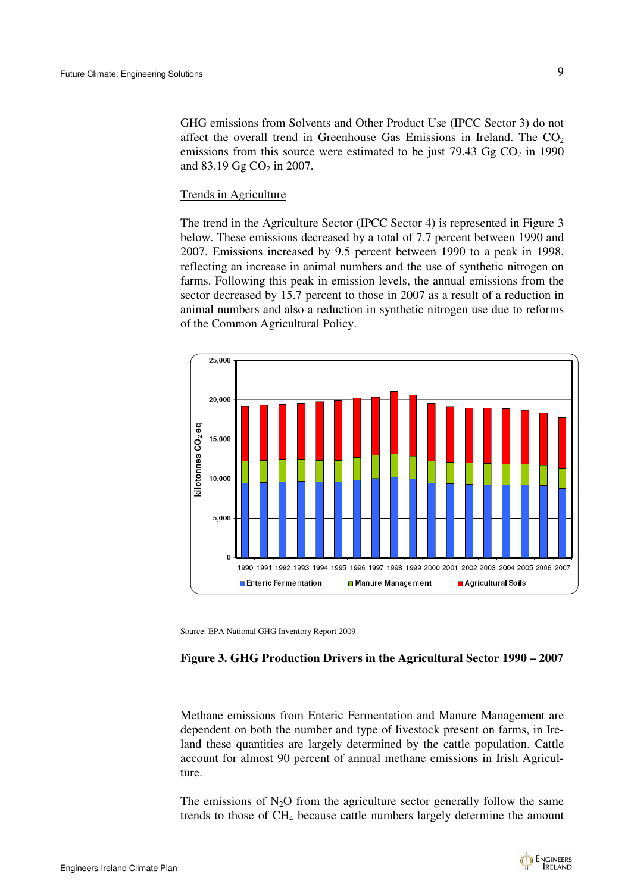GHG emissions from Solvents and Other Product Use (IPCC Sector 3) do not affect the overall trend in Greenhouse Gas Emissions in Ireland. The $CO_2$ emissions from this source were estimated to be just 79.43 Gg $CO_2$ in 1990 and 83.19 Gg $CO_2$ in 2007.

## Trends in Agriculture

The trend in the Agriculture Sector (IPCC Sector 4) is represented in Figure 3 below. These emissions decreased by a total of 7.7 percent between 1990 and 2007. Emissions increased by 9.5 percent between 1990 to a peak in 1998, reflecting an increase in animal numbers and the use of synthetic nitrogen on farms. Following this peak in emission levels, the annual emissions from the sector decreased by 15.7 percent to those in 2007 as a result of a reduction in animal numbers and also a reduction in synthetic nitrogen use due to reforms of the Common Agricultural Policy.

Source: EPA National GHG Inventory Report 2009

**Figure 3. GHG Production Drivers in the Agricultural Sector 1990 – 2007**

Methane emissions from Enteric Fermentation and Manure Management are dependent on both the number and type of livestock present on farms, in Ireland these quantities are largely determined by the cattle population. Cattle account for almost 90 percent of annual methane emissions in Irish Agriculture.

The emissions of $N_2O$ from the agriculture sector generally follow the same trends to those of $CH_4$ because cattle numbers largely determine the amount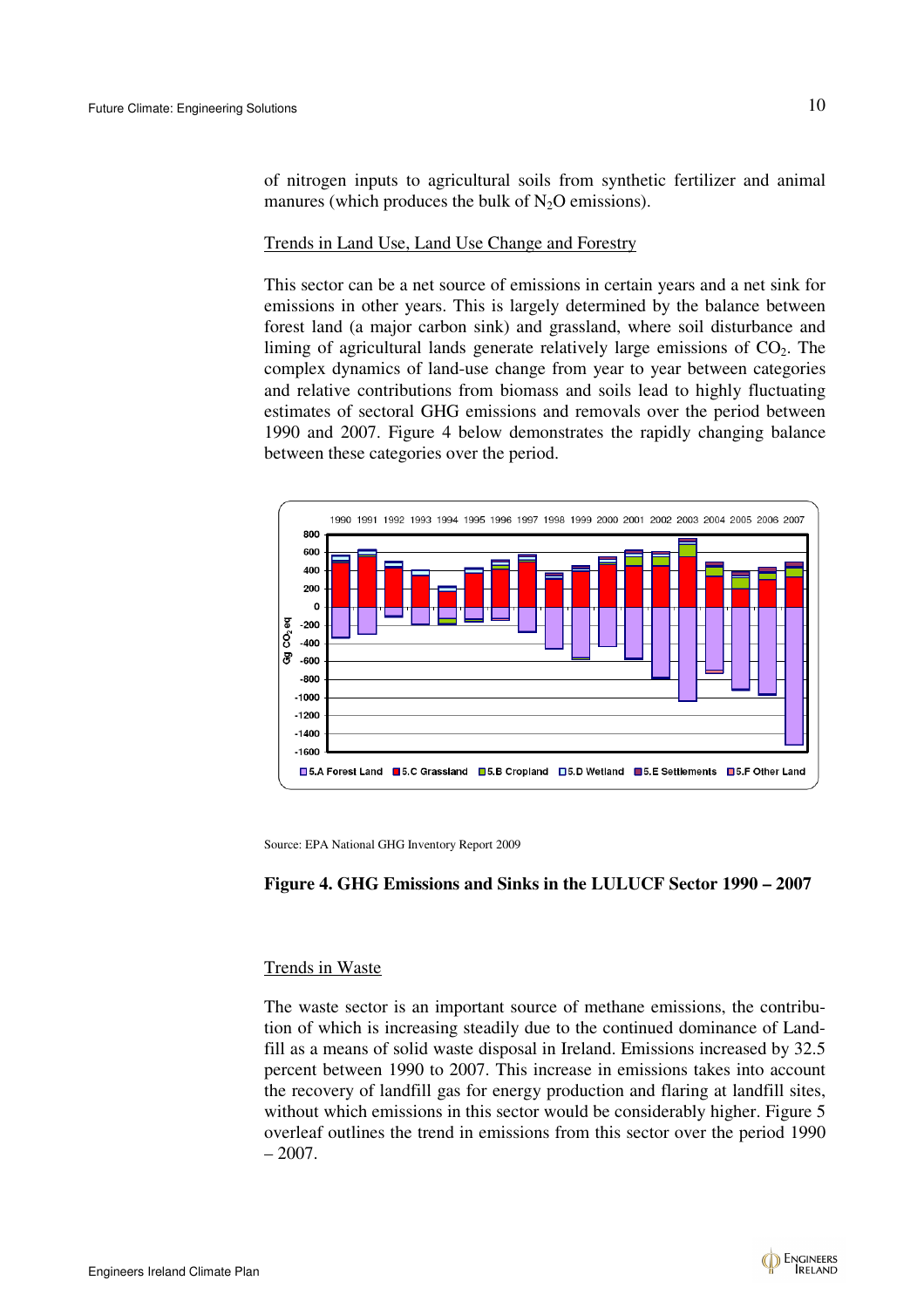of nitrogen inputs to agricultural soils from synthetic fertilizer and animal manures (which produces the bulk of $N_2O$ emissions).

Trends in Land Use, Land Use Change and Forestry

This sector can be a net source of emissions in certain years and a net sink for emissions in other years. This is largely determined by the balance between forest land (a major carbon sink) and grassland, where soil disturbance and liming of agricultural lands generate relatively large emissions of $CO_2$. The complex dynamics of land-use change from year to year between categories and relative contributions from biomass and soils lead to highly fluctuating estimates of sectoral GHG emissions and removals over the period between 1990 and 2007. Figure 4 below demonstrates the rapidly changing balance between these categories over the period.

Source: EPA National GHG Inventory Report 2009

**Figure 4. GHG Emissions and Sinks in the LULUCF Sector 1990 – 2007**

Trends in Waste

The waste sector is an important source of methane emissions, the contribution of which is increasing steadily due to the continued dominance of Landfill as a means of solid waste disposal in Ireland. Emissions increased by 32.5 percent between 1990 to 2007. This increase in emissions takes into account the recovery of landfill gas for energy production and flaring at landfill sites, without which emissions in this sector would be considerably higher. Figure 5 overleaf outlines the trend in emissions from this sector over the period 1990 – 2007.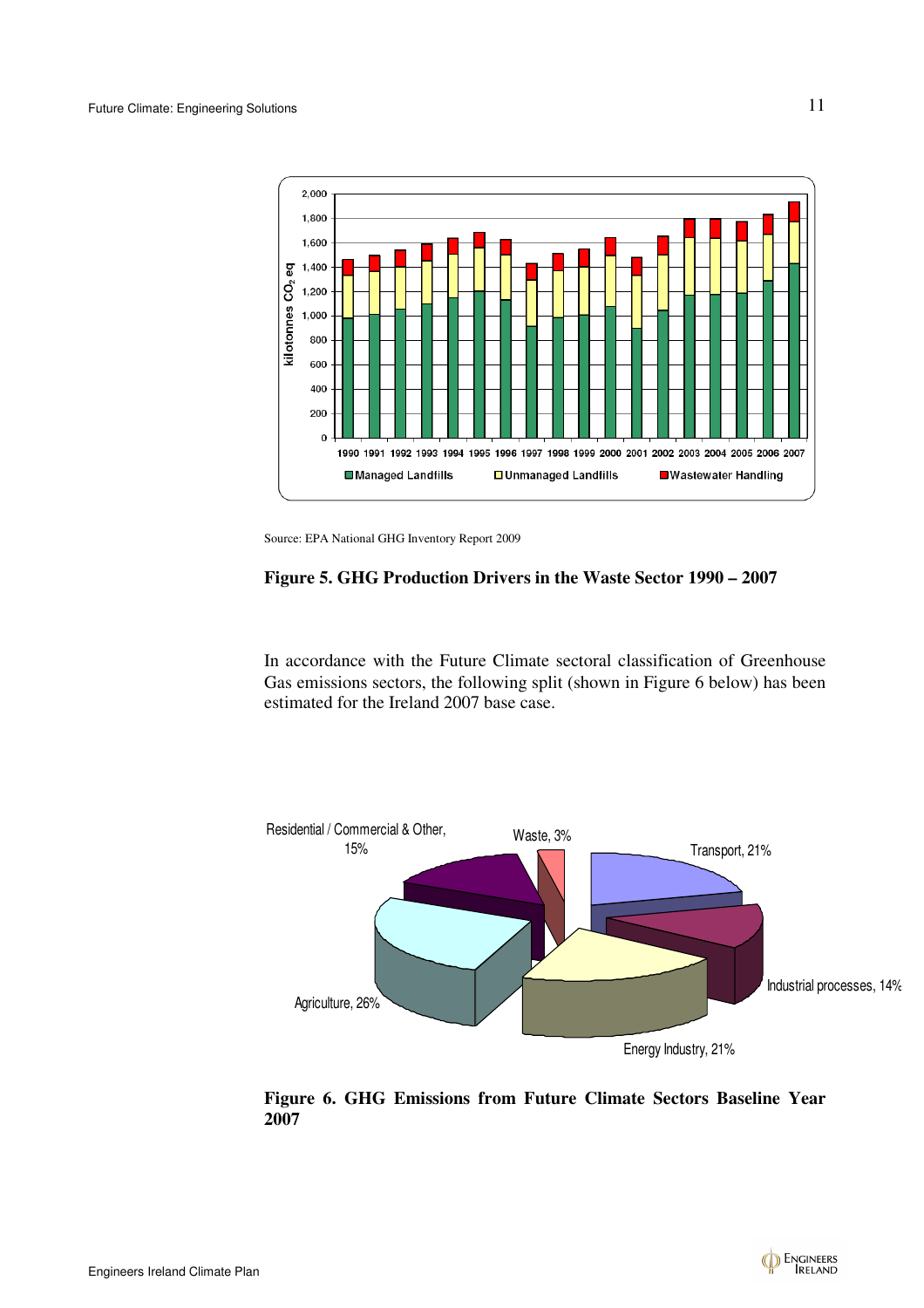Source: EPA National GHG Inventory Report 2009

**Figure 5. GHG Production Drivers in the Waste Sector 1990 – 2007**

In accordance with the Future Climate sectoral classification of Greenhouse Gas emissions sectors, the following split (shown in Figure 6 below) has been estimated for the Ireland 2007 base case.

**Figure 6. GHG Emissions from Future Climate Sectors Baseline Year 2007**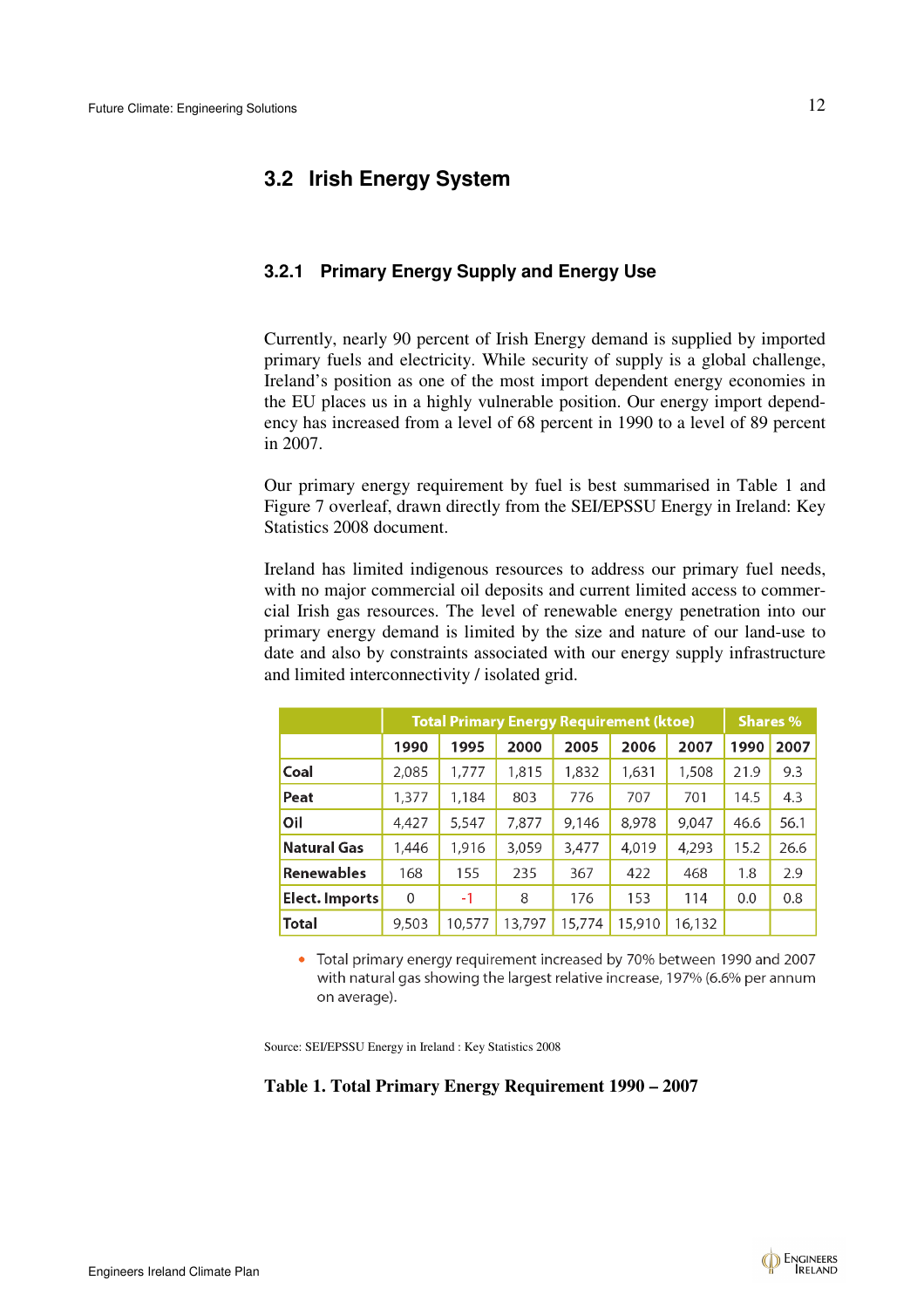## 3.2 Irish Energy System

### 3.2.1 Primary Energy Supply and Energy Use

Currently, nearly 90 percent of Irish Energy demand is supplied by imported primary fuels and electricity. While security of supply is a global challenge, Ireland's position as one of the most import dependent energy economies in the EU places us in a highly vulnerable position. Our energy import dependency has increased from a level of 68 percent in 1990 to a level of 89 percent in 2007.

Our primary energy requirement by fuel is best summarised in Table 1 and Figure 7 overleaf, drawn directly from the SEI/EPSSU Energy in Ireland: Key Statistics 2008 document.

Ireland has limited indigenous resources to address our primary fuel needs, with no major commercial oil deposits and current limited access to commercial Irish gas resources. The level of renewable energy penetration into our primary energy demand is limited by the size and nature of our land-use to date and also by constraints associated with our energy supply infrastructure and limited interconnectivity / isolated grid.

| | Total Primary Energy Requirement (ktoe) | | | | | | Shares % | |
|---|---|---|---|---|---|---|---|---|
| | 1990 | 1995 | 2000 | 2005 | 2006 | 2007 | 1990 | 2007 |
| Coal | 2,085 | 1,777 | 1,815 | 1,832 | 1,631 | 1,508 | 21.9 | 9.3 |
| Peat | 1,377 | 1,184 | 803 | 776 | 707 | 701 | 14.5 | 4.3 |
| Oil | 4,427 | 5,547 | 7,877 | 9,146 | 8,978 | 9,047 | 46.6 | 56.1 |
| Natural Gas | 1,446 | 1,916 | 3,059 | 3,477 | 4,019 | 4,293 | 15.2 | 26.6 |
| Renewables | 168 | 155 | 235 | 367 | 422 | 468 | 1.8 | 2.9 |
| Elect. Imports | 0 | -1 | 8 | 176 | 153 | 114 | 0.0 | 0.8 |
| Total | 9,503 | 10,577 | 13,797 | 15,774 | 15,910 | 16,132 | | |

- Total primary energy requirement increased by 70% between 1990 and 2007 with natural gas showing the largest relative increase, 197% (6.6% per annum on average).

Source: SEI/EPSSU Energy in Ireland : Key Statistics 2008

**Table 1. Total Primary Energy Requirement 1990 – 2007**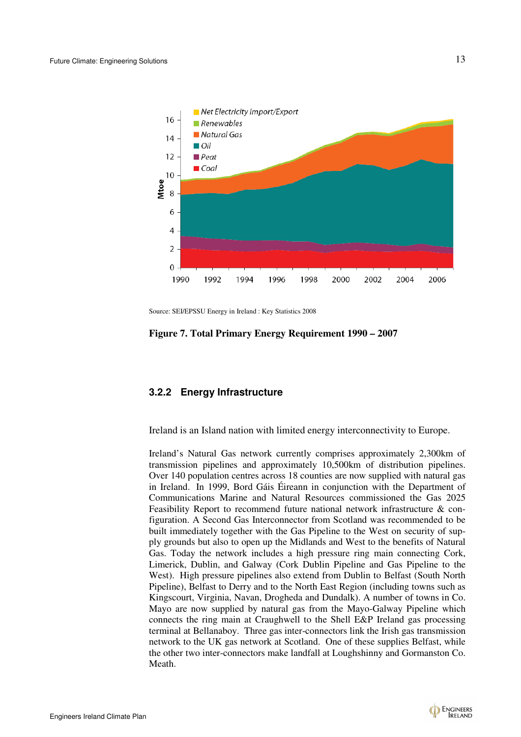Source: SEI/EPSSU Energy in Ireland : Key Statistics 2008

**Figure 7. Total Primary Energy Requirement 1990 – 2007**

### 3.2.2 Energy Infrastructure

Ireland is an Island nation with limited energy interconnectivity to Europe.

Ireland's Natural Gas network currently comprises approximately 2,300km of transmission pipelines and approximately 10,500km of distribution pipelines. Over 140 population centres across 18 counties are now supplied with natural gas in Ireland. In 1999, Bord Gáis Éireann in conjunction with the Department of Communications Marine and Natural Resources commissioned the Gas 2025 Feasibility Report to recommend future national network infrastructure & configuration. A Second Gas Interconnector from Scotland was recommended to be built immediately together with the Gas Pipeline to the West on security of supply grounds but also to open up the Midlands and West to the benefits of Natural Gas. Today the network includes a high pressure ring main connecting Cork, Limerick, Dublin, and Galway (Cork Dublin Pipeline and Gas Pipeline to the West). High pressure pipelines also extend from Dublin to Belfast (South North Pipeline), Belfast to Derry and to the North East Region (including towns such as Kingscourt, Virginia, Navan, Drogheda and Dundalk). A number of towns in Co. Mayo are now supplied by natural gas from the Mayo-Galway Pipeline which connects the ring main at Craughwell to the Shell E&P Ireland gas processing terminal at Bellanaboy. Three gas inter-connectors link the Irish gas transmission network to the UK gas network at Scotland. One of these supplies Belfast, while the other two inter-connectors make landfall at Loughshinny and Gormanston Co. Meath.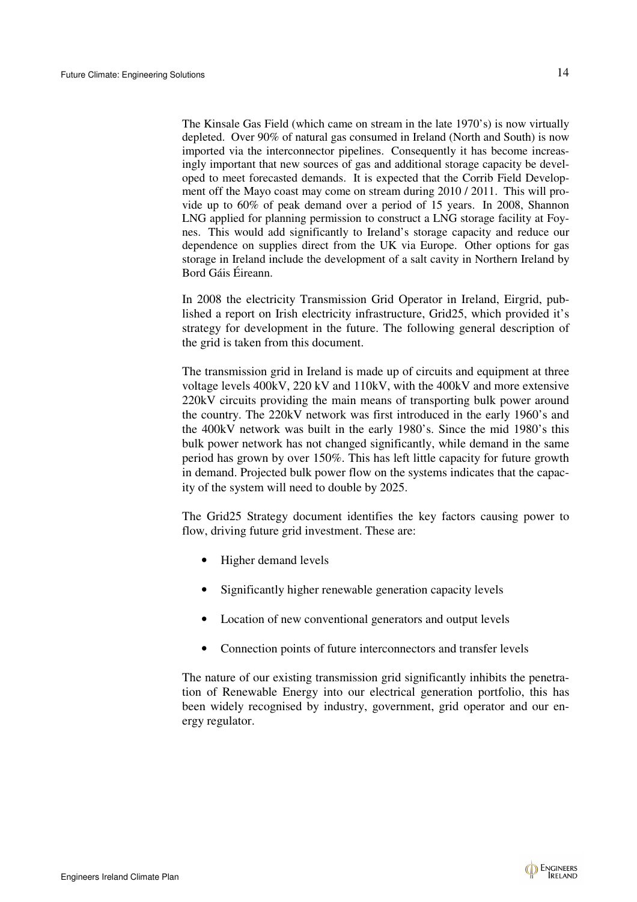The Kinsale Gas Field (which came on stream in the late 1970's) is now virtually depleted. Over 90% of natural gas consumed in Ireland (North and South) is now imported via the interconnector pipelines. Consequently it has become increasingly important that new sources of gas and additional storage capacity be developed to meet forecasted demands. It is expected that the Corrib Field Development off the Mayo coast may come on stream during 2010 / 2011. This will provide up to 60% of peak demand over a period of 15 years. In 2008, Shannon LNG applied for planning permission to construct a LNG storage facility at Foynes. This would add significantly to Ireland's storage capacity and reduce our dependence on supplies direct from the UK via Europe. Other options for gas storage in Ireland include the development of a salt cavity in Northern Ireland by Bord Gáis Éireann.

In 2008 the electricity Transmission Grid Operator in Ireland, Eirgrid, published a report on Irish electricity infrastructure, Grid25, which provided it's strategy for development in the future. The following general description of the grid is taken from this document.

The transmission grid in Ireland is made up of circuits and equipment at three voltage levels 400kV, 220 kV and 110kV, with the 400kV and more extensive 220kV circuits providing the main means of transporting bulk power around the country. The 220kV network was first introduced in the early 1960's and the 400kV network was built in the early 1980's. Since the mid 1980's this bulk power network has not changed significantly, while demand in the same period has grown by over 150%. This has left little capacity for future growth in demand. Projected bulk power flow on the systems indicates that the capacity of the system will need to double by 2025.

The Grid25 Strategy document identifies the key factors causing power to flow, driving future grid investment. These are:

- Higher demand levels
- Significantly higher renewable generation capacity levels
- Location of new conventional generators and output levels
- Connection points of future interconnectors and transfer levels

The nature of our existing transmission grid significantly inhibits the penetration of Renewable Energy into our electrical generation portfolio, this has been widely recognised by industry, government, grid operator and our energy regulator.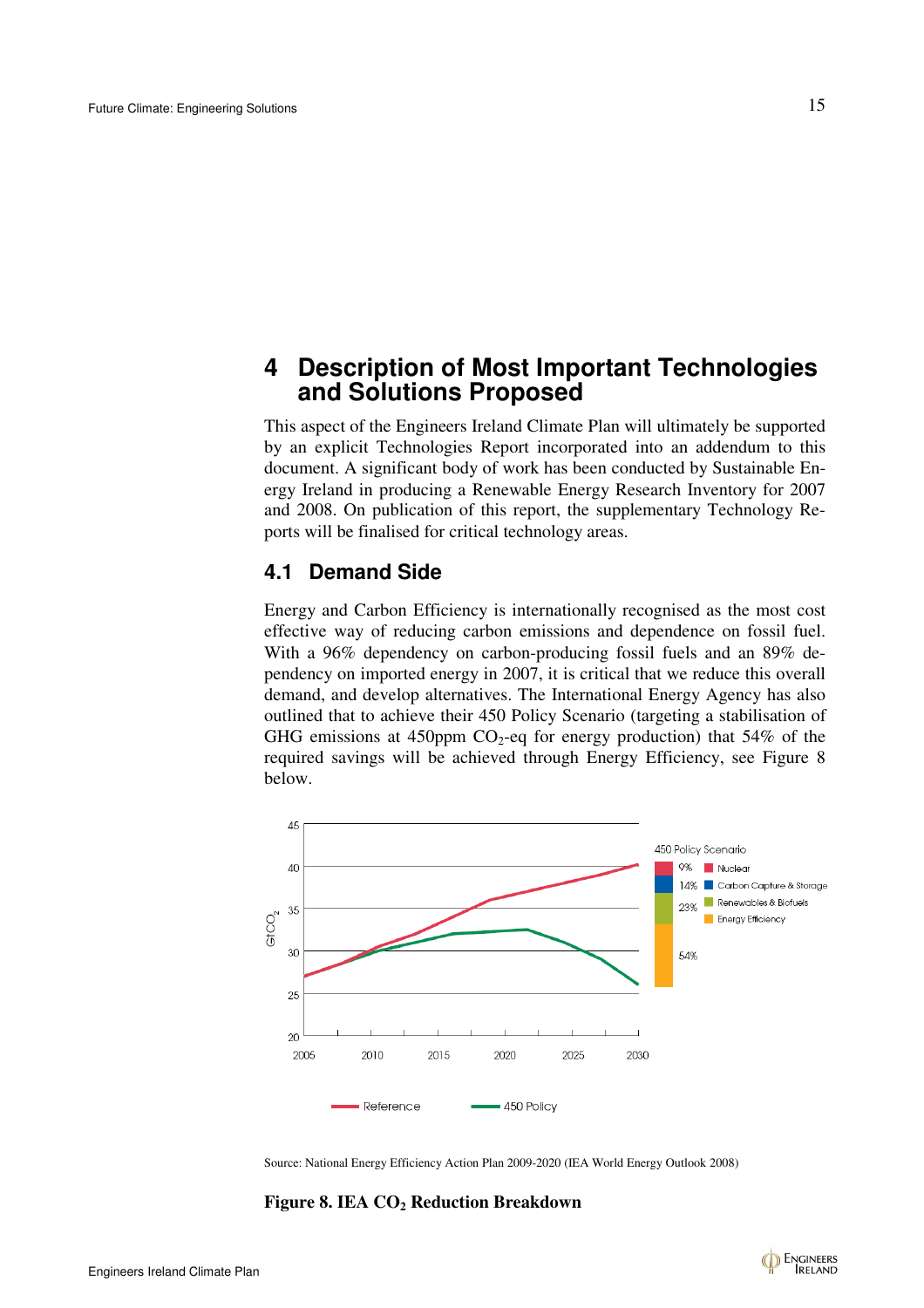# 4 Description of Most Important Technologies and Solutions Proposed

This aspect of the Engineers Ireland Climate Plan will ultimately be supported by an explicit Technologies Report incorporated into an addendum to this document. A significant body of work has been conducted by Sustainable Energy Ireland in producing a Renewable Energy Research Inventory for 2007 and 2008. On publication of this report, the supplementary Technology Reports will be finalised for critical technology areas.

## 4.1 Demand Side

Energy and Carbon Efficiency is internationally recognised as the most cost effective way of reducing carbon emissions and dependence on fossil fuel. With a 96% dependency on carbon-producing fossil fuels and an 89% dependency on imported energy in 2007, it is critical that we reduce this overall demand, and develop alternatives. The International Energy Agency has also outlined that to achieve their 450 Policy Scenario (targeting a stabilisation of GHG emissions at 450ppm $CO_2$-eq for energy production) that 54% of the required savings will be achieved through Energy Efficiency, see Figure 8 below.

Source: National Energy Efficiency Action Plan 2009-2020 (IEA World Energy Outlook 2008)

**Figure 8. IEA $CO_2$ Reduction Breakdown**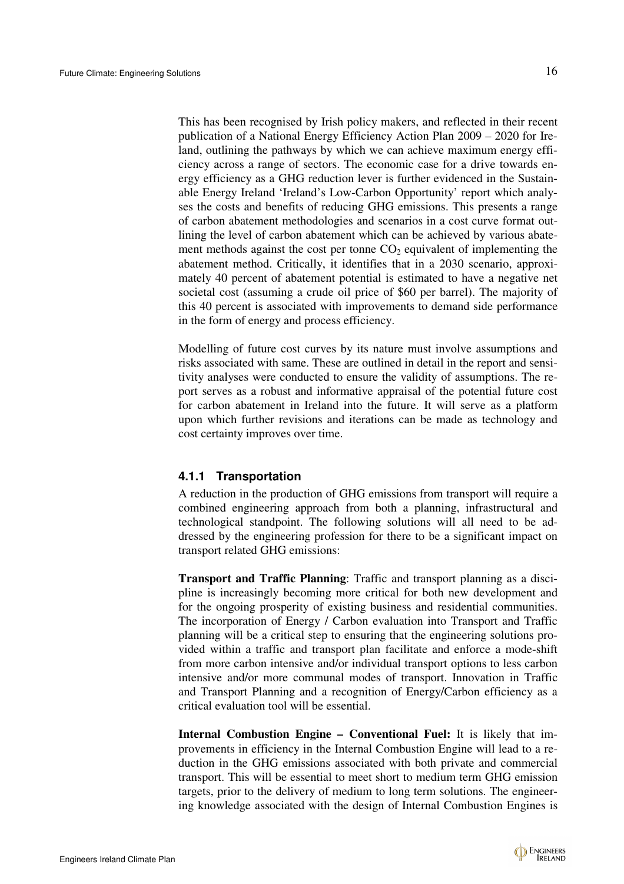This has been recognised by Irish policy makers, and reflected in their recent publication of a National Energy Efficiency Action Plan 2009 – 2020 for Ireland, outlining the pathways by which we can achieve maximum energy efficiency across a range of sectors. The economic case for a drive towards energy efficiency as a GHG reduction lever is further evidenced in the Sustainable Energy Ireland 'Ireland's Low-Carbon Opportunity' report which analyses the costs and benefits of reducing GHG emissions. This presents a range of carbon abatement methodologies and scenarios in a cost curve format outlining the level of carbon abatement which can be achieved by various abatement methods against the cost per tonne $CO_2$ equivalent of implementing the abatement method. Critically, it identifies that in a 2030 scenario, approximately 40 percent of abatement potential is estimated to have a negative net societal cost (assuming a crude oil price of $60 per barrel). The majority of this 40 percent is associated with improvements to demand side performance in the form of energy and process efficiency.

Modelling of future cost curves by its nature must involve assumptions and risks associated with same. These are outlined in detail in the report and sensitivity analyses were conducted to ensure the validity of assumptions. The report serves as a robust and informative appraisal of the potential future cost for carbon abatement in Ireland into the future. It will serve as a platform upon which further revisions and iterations can be made as technology and cost certainty improves over time.

### 4.1.1 Transportation

A reduction in the production of GHG emissions from transport will require a combined engineering approach from both a planning, infrastructural and technological standpoint. The following solutions will all need to be addressed by the engineering profession for there to be a significant impact on transport related GHG emissions:

**Transport and Traffic Planning**: Traffic and transport planning as a discipline is increasingly becoming more critical for both new development and for the ongoing prosperity of existing business and residential communities. The incorporation of Energy / Carbon evaluation into Transport and Traffic planning will be a critical step to ensuring that the engineering solutions provided within a traffic and transport plan facilitate and enforce a mode-shift from more carbon intensive and/or individual transport options to less carbon intensive and/or more communal modes of transport. Innovation in Traffic and Transport Planning and a recognition of Energy/Carbon efficiency as a critical evaluation tool will be essential.

**Internal Combustion Engine – Conventional Fuel:** It is likely that improvements in efficiency in the Internal Combustion Engine will lead to a reduction in the GHG emissions associated with both private and commercial transport. This will be essential to meet short to medium term GHG emission targets, prior to the delivery of medium to long term solutions. The engineering knowledge associated with the design of Internal Combustion Engines is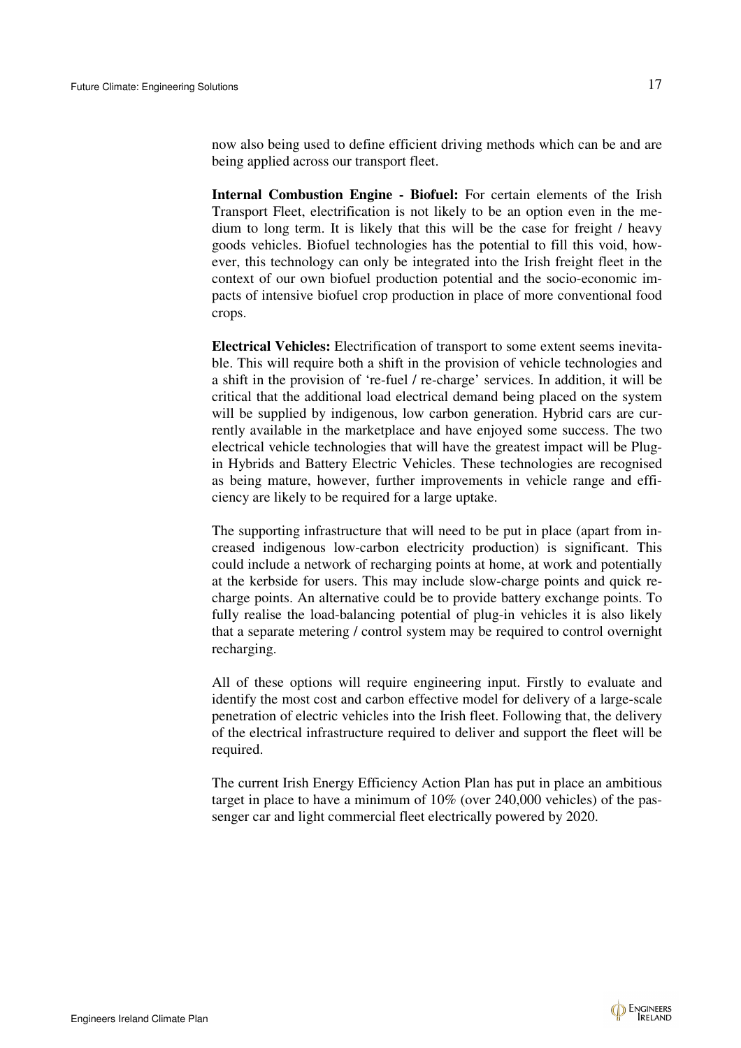now also being used to define efficient driving methods which can be and are being applied across our transport fleet.

**Internal Combustion Engine - Biofuel:** For certain elements of the Irish Transport Fleet, electrification is not likely to be an option even in the medium to long term. It is likely that this will be the case for freight / heavy goods vehicles. Biofuel technologies has the potential to fill this void, however, this technology can only be integrated into the Irish freight fleet in the context of our own biofuel production potential and the socio-economic impacts of intensive biofuel crop production in place of more conventional food crops.

**Electrical Vehicles:** Electrification of transport to some extent seems inevitable. This will require both a shift in the provision of vehicle technologies and a shift in the provision of 're-fuel / re-charge' services. In addition, it will be critical that the additional load electrical demand being placed on the system will be supplied by indigenous, low carbon generation. Hybrid cars are currently available in the marketplace and have enjoyed some success. The two electrical vehicle technologies that will have the greatest impact will be Plug-in Hybrids and Battery Electric Vehicles. These technologies are recognised as being mature, however, further improvements in vehicle range and efficiency are likely to be required for a large uptake.

The supporting infrastructure that will need to be put in place (apart from increased indigenous low-carbon electricity production) is significant. This could include a network of recharging points at home, at work and potentially at the kerbside for users. This may include slow-charge points and quick recharge points. An alternative could be to provide battery exchange points. To fully realise the load-balancing potential of plug-in vehicles it is also likely that a separate metering / control system may be required to control overnight recharging.

All of these options will require engineering input. Firstly to evaluate and identify the most cost and carbon effective model for delivery of a large-scale penetration of electric vehicles into the Irish fleet. Following that, the delivery of the electrical infrastructure required to deliver and support the fleet will be required.

The current Irish Energy Efficiency Action Plan has put in place an ambitious target in place to have a minimum of 10% (over 240,000 vehicles) of the passenger car and light commercial fleet electrically powered by 2020.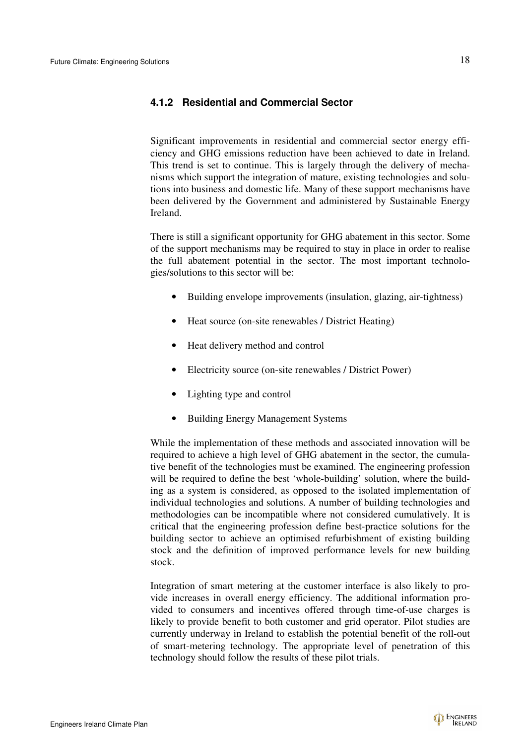### 4.1.2 Residential and Commercial Sector

Significant improvements in residential and commercial sector energy efficiency and GHG emissions reduction have been achieved to date in Ireland. This trend is set to continue. This is largely through the delivery of mechanisms which support the integration of mature, existing technologies and solutions into business and domestic life. Many of these support mechanisms have been delivered by the Government and administered by Sustainable Energy Ireland.

There is still a significant opportunity for GHG abatement in this sector. Some of the support mechanisms may be required to stay in place in order to realise the full abatement potential in the sector. The most important technologies/solutions to this sector will be:

- Building envelope improvements (insulation, glazing, air-tightness)
- Heat source (on-site renewables / District Heating)
- Heat delivery method and control
- Electricity source (on-site renewables / District Power)
- Lighting type and control
- Building Energy Management Systems

While the implementation of these methods and associated innovation will be required to achieve a high level of GHG abatement in the sector, the cumulative benefit of the technologies must be examined. The engineering profession will be required to define the best 'whole-building' solution, where the building as a system is considered, as opposed to the isolated implementation of individual technologies and solutions. A number of building technologies and methodologies can be incompatible where not considered cumulatively. It is critical that the engineering profession define best-practice solutions for the building sector to achieve an optimised refurbishment of existing building stock and the definition of improved performance levels for new building stock.

Integration of smart metering at the customer interface is also likely to provide increases in overall energy efficiency. The additional information provided to consumers and incentives offered through time-of-use charges is likely to provide benefit to both customer and grid operator. Pilot studies are currently underway in Ireland to establish the potential benefit of the roll-out of smart-metering technology. The appropriate level of penetration of this technology should follow the results of these pilot trials.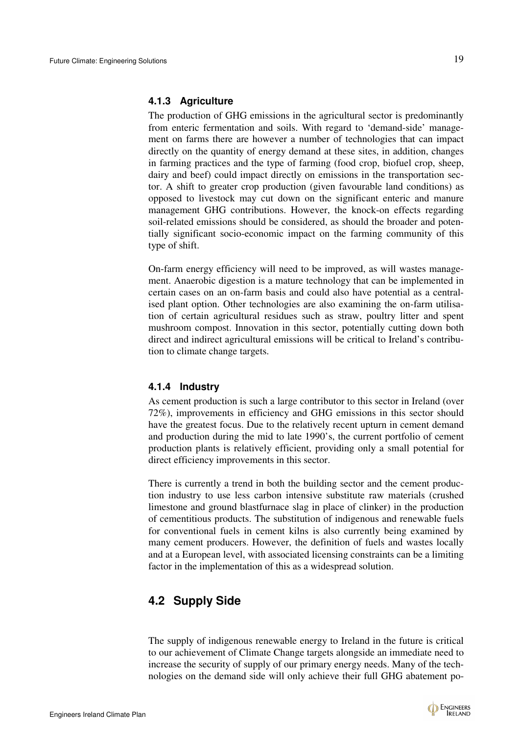### 4.1.3 Agriculture

The production of GHG emissions in the agricultural sector is predominantly from enteric fermentation and soils. With regard to 'demand-side' management on farms there are however a number of technologies that can impact directly on the quantity of energy demand at these sites, in addition, changes in farming practices and the type of farming (food crop, biofuel crop, sheep, dairy and beef) could impact directly on emissions in the transportation sector. A shift to greater crop production (given favourable land conditions) as opposed to livestock may cut down on the significant enteric and manure management GHG contributions. However, the knock-on effects regarding soil-related emissions should be considered, as should the broader and potentially significant socio-economic impact on the farming community of this type of shift.

On-farm energy efficiency will need to be improved, as will wastes management. Anaerobic digestion is a mature technology that can be implemented in certain cases on an on-farm basis and could also have potential as a centralised plant option. Other technologies are also examining the on-farm utilisation of certain agricultural residues such as straw, poultry litter and spent mushroom compost. Innovation in this sector, potentially cutting down both direct and indirect agricultural emissions will be critical to Ireland's contribution to climate change targets.

### 4.1.4 Industry

As cement production is such a large contributor to this sector in Ireland (over 72%), improvements in efficiency and GHG emissions in this sector should have the greatest focus. Due to the relatively recent upturn in cement demand and production during the mid to late 1990's, the current portfolio of cement production plants is relatively efficient, providing only a small potential for direct efficiency improvements in this sector.

There is currently a trend in both the building sector and the cement production industry to use less carbon intensive substitute raw materials (crushed limestone and ground blastfurnace slag in place of clinker) in the production of cementitious products. The substitution of indigenous and renewable fuels for conventional fuels in cement kilns is also currently being examined by many cement producers. However, the definition of fuels and wastes locally and at a European level, with associated licensing constraints can be a limiting factor in the implementation of this as a widespread solution.

## 4.2 Supply Side

The supply of indigenous renewable energy to Ireland in the future is critical to our achievement of Climate Change targets alongside an immediate need to increase the security of supply of our primary energy needs. Many of the technologies on the demand side will only achieve their full GHG abatement po-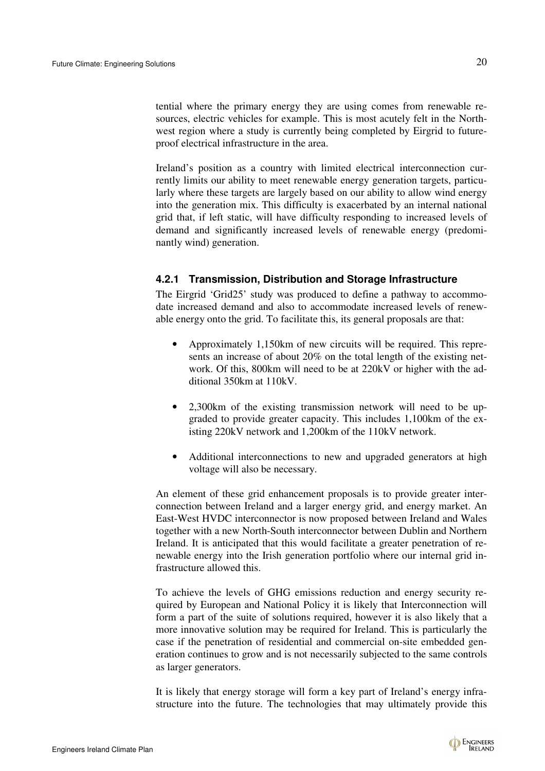tential where the primary energy they are using comes from renewable resources, electric vehicles for example. This is most acutely felt in the North-west region where a study is currently being completed by Eirgrid to future-proof electrical infrastructure in the area.

Ireland's position as a country with limited electrical interconnection currently limits our ability to meet renewable energy generation targets, particularly where these targets are largely based on our ability to allow wind energy into the generation mix. This difficulty is exacerbated by an internal national grid that, if left static, will have difficulty responding to increased levels of demand and significantly increased levels of renewable energy (predominantly wind) generation.

### 4.2.1 Transmission, Distribution and Storage Infrastructure

The Eirgrid 'Grid25' study was produced to define a pathway to accommodate increased demand and also to accommodate increased levels of renewable energy onto the grid. To facilitate this, its general proposals are that:

- Approximately 1,150km of new circuits will be required. This represents an increase of about 20% on the total length of the existing network. Of this, 800km will need to be at 220kV or higher with the additional 350km at 110kV.
- 2,300km of the existing transmission network will need to be upgraded to provide greater capacity. This includes 1,100km of the existing 220kV network and 1,200km of the 110kV network.
- Additional interconnections to new and upgraded generators at high voltage will also be necessary.

An element of these grid enhancement proposals is to provide greater interconnection between Ireland and a larger energy grid, and energy market. An East-West HVDC interconnector is now proposed between Ireland and Wales together with a new North-South interconnector between Dublin and Northern Ireland. It is anticipated that this would facilitate a greater penetration of renewable energy into the Irish generation portfolio where our internal grid infrastructure allowed this.

To achieve the levels of GHG emissions reduction and energy security required by European and National Policy it is likely that Interconnection will form a part of the suite of solutions required, however it is also likely that a more innovative solution may be required for Ireland. This is particularly the case if the penetration of residential and commercial on-site embedded generation continues to grow and is not necessarily subjected to the same controls as larger generators.

It is likely that energy storage will form a key part of Ireland's energy infrastructure into the future. The technologies that may ultimately provide this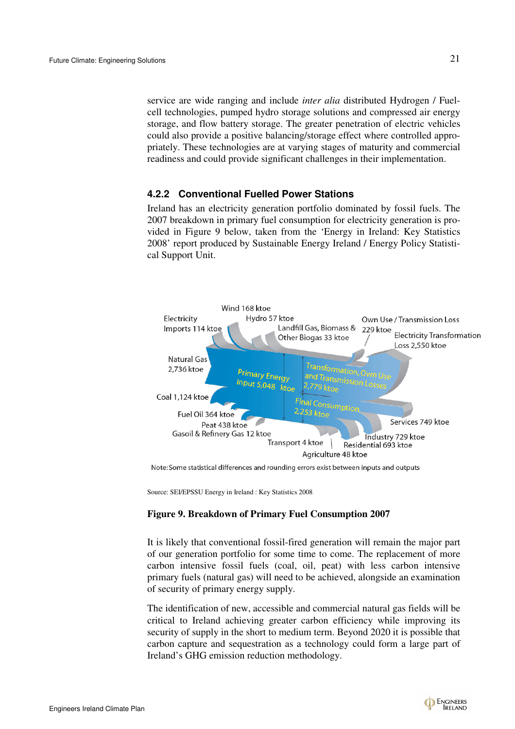service are wide ranging and include *inter alia* distributed Hydrogen / Fuel-cell technologies, pumped hydro storage solutions and compressed air energy storage, and flow battery storage. The greater penetration of electric vehicles could also provide a positive balancing/storage effect where controlled appropriately. These technologies are at varying stages of maturity and commercial readiness and could provide significant challenges in their implementation.

### 4.2.2 Conventional Fuelled Power Stations

Ireland has an electricity generation portfolio dominated by fossil fuels. The 2007 breakdown in primary fuel consumption for electricity generation is provided in Figure 9 below, taken from the 'Energy in Ireland: Key Statistics 2008' report produced by Sustainable Energy Ireland / Energy Policy Statistical Support Unit.

Note: Some statistical differences and rounding errors exist between inputs and outputs

Source: SEI/EPSSU Energy in Ireland : Key Statistics 2008

**Figure 9. Breakdown of Primary Fuel Consumption 2007**

It is likely that conventional fossil-fired generation will remain the major part of our generation portfolio for some time to come. The replacement of more carbon intensive fossil fuels (coal, oil, peat) with less carbon intensive primary fuels (natural gas) will need to be achieved, alongside an examination of security of primary energy supply.

The identification of new, accessible and commercial natural gas fields will be critical to Ireland achieving greater carbon efficiency while improving its security of supply in the short to medium term. Beyond 2020 it is possible that carbon capture and sequestration as a technology could form a large part of Ireland's GHG emission reduction methodology.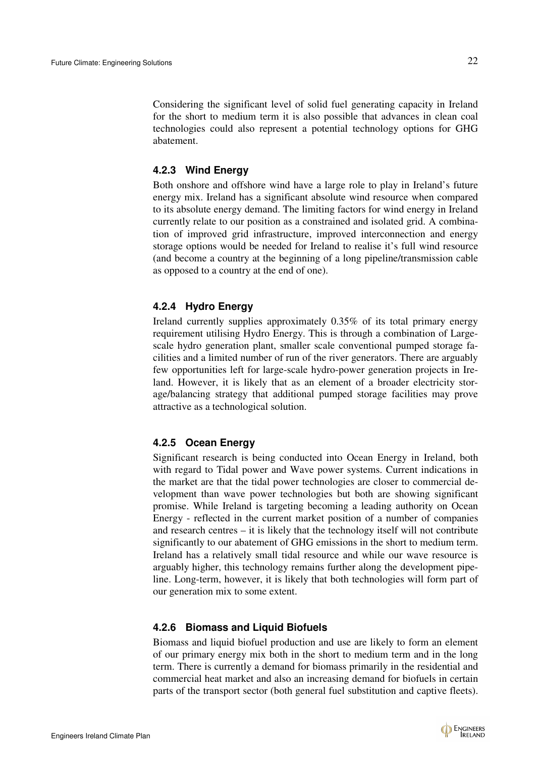Considering the significant level of solid fuel generating capacity in Ireland for the short to medium term it is also possible that advances in clean coal technologies could also represent a potential technology options for GHG abatement.

### 4.2.3 Wind Energy

Both onshore and offshore wind have a large role to play in Ireland's future energy mix. Ireland has a significant absolute wind resource when compared to its absolute energy demand. The limiting factors for wind energy in Ireland currently relate to our position as a constrained and isolated grid. A combination of improved grid infrastructure, improved interconnection and energy storage options would be needed for Ireland to realise it's full wind resource (and become a country at the beginning of a long pipeline/transmission cable as opposed to a country at the end of one).

### 4.2.4 Hydro Energy

Ireland currently supplies approximately 0.35% of its total primary energy requirement utilising Hydro Energy. This is through a combination of Large-scale hydro generation plant, smaller scale conventional pumped storage facilities and a limited number of run of the river generators. There are arguably few opportunities left for large-scale hydro-power generation projects in Ireland. However, it is likely that as an element of a broader electricity storage/balancing strategy that additional pumped storage facilities may prove attractive as a technological solution.

### 4.2.5 Ocean Energy

Significant research is being conducted into Ocean Energy in Ireland, both with regard to Tidal power and Wave power systems. Current indications in the market are that the tidal power technologies are closer to commercial development than wave power technologies but both are showing significant promise. While Ireland is targeting becoming a leading authority on Ocean Energy - reflected in the current market position of a number of companies and research centres – it is likely that the technology itself will not contribute significantly to our abatement of GHG emissions in the short to medium term. Ireland has a relatively small tidal resource and while our wave resource is arguably higher, this technology remains further along the development pipeline. Long-term, however, it is likely that both technologies will form part of our generation mix to some extent.

### 4.2.6 Biomass and Liquid Biofuels

Biomass and liquid biofuel production and use are likely to form an element of our primary energy mix both in the short to medium term and in the long term. There is currently a demand for biomass primarily in the residential and commercial heat market and also an increasing demand for biofuels in certain parts of the transport sector (both general fuel substitution and captive fleets).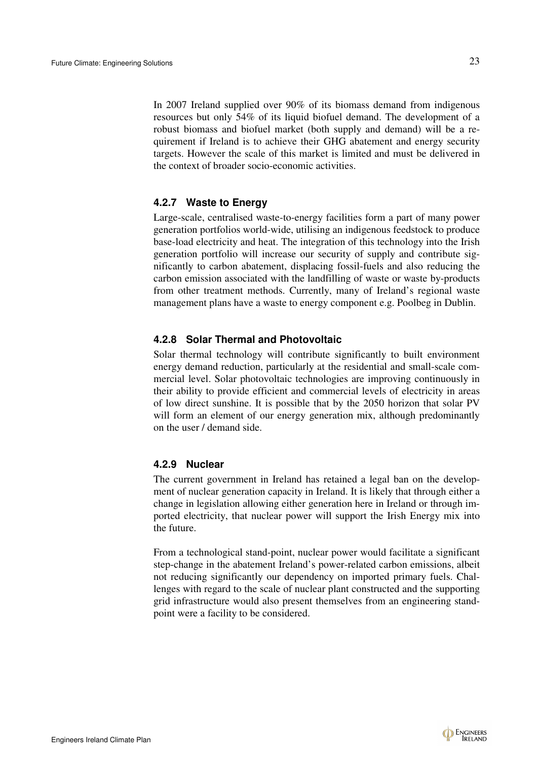In 2007 Ireland supplied over 90% of its biomass demand from indigenous resources but only 54% of its liquid biofuel demand. The development of a robust biomass and biofuel market (both supply and demand) will be a requirement if Ireland is to achieve their GHG abatement and energy security targets. However the scale of this market is limited and must be delivered in the context of broader socio-economic activities.

### 4.2.7 Waste to Energy

Large-scale, centralised waste-to-energy facilities form a part of many power generation portfolios world-wide, utilising an indigenous feedstock to produce base-load electricity and heat. The integration of this technology into the Irish generation portfolio will increase our security of supply and contribute significantly to carbon abatement, displacing fossil-fuels and also reducing the carbon emission associated with the landfilling of waste or waste by-products from other treatment methods. Currently, many of Ireland's regional waste management plans have a waste to energy component e.g. Poolbeg in Dublin.

### 4.2.8 Solar Thermal and Photovoltaic

Solar thermal technology will contribute significantly to built environment energy demand reduction, particularly at the residential and small-scale commercial level. Solar photovoltaic technologies are improving continuously in their ability to provide efficient and commercial levels of electricity in areas of low direct sunshine. It is possible that by the 2050 horizon that solar PV will form an element of our energy generation mix, although predominantly on the user / demand side.

### 4.2.9 Nuclear

The current government in Ireland has retained a legal ban on the development of nuclear generation capacity in Ireland. It is likely that through either a change in legislation allowing either generation here in Ireland or through imported electricity, that nuclear power will support the Irish Energy mix into the future.

From a technological stand-point, nuclear power would facilitate a significant step-change in the abatement Ireland's power-related carbon emissions, albeit not reducing significantly our dependency on imported primary fuels. Challenges with regard to the scale of nuclear plant constructed and the supporting grid infrastructure would also present themselves from an engineering standpoint were a facility to be considered.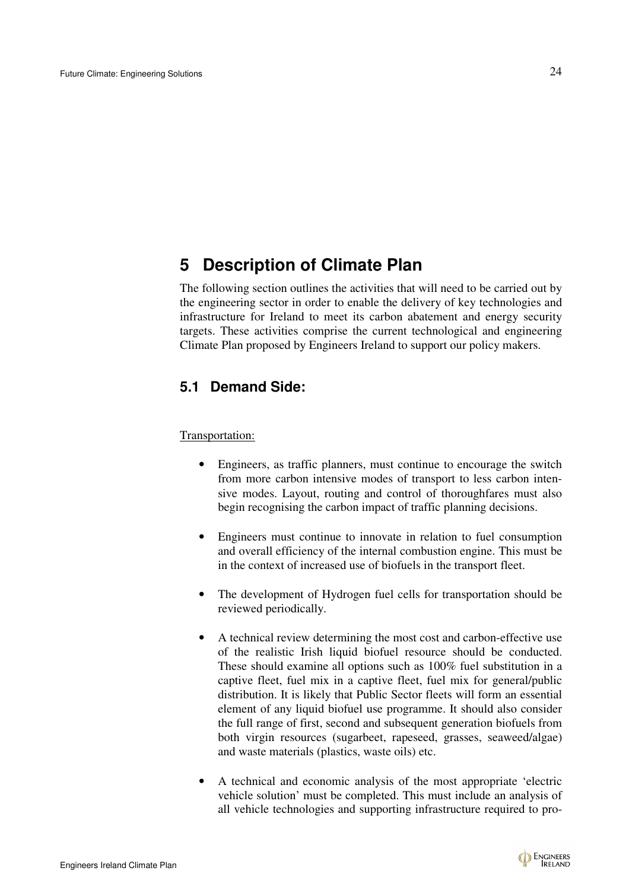# 5 Description of Climate Plan

The following section outlines the activities that will need to be carried out by the engineering sector in order to enable the delivery of key technologies and infrastructure for Ireland to meet its carbon abatement and energy security targets. These activities comprise the current technological and engineering Climate Plan proposed by Engineers Ireland to support our policy makers.

## 5.1 Demand Side:

Transportation:

- Engineers, as traffic planners, must continue to encourage the switch from more carbon intensive modes of transport to less carbon intensive modes. Layout, routing and control of thoroughfares must also begin recognising the carbon impact of traffic planning decisions.
- Engineers must continue to innovate in relation to fuel consumption and overall efficiency of the internal combustion engine. This must be in the context of increased use of biofuels in the transport fleet.
- The development of Hydrogen fuel cells for transportation should be reviewed periodically.
- A technical review determining the most cost and carbon-effective use of the realistic Irish liquid biofuel resource should be conducted. These should examine all options such as 100% fuel substitution in a captive fleet, fuel mix in a captive fleet, fuel mix for general/public distribution. It is likely that Public Sector fleets will form an essential element of any liquid biofuel use programme. It should also consider the full range of first, second and subsequent generation biofuels from both virgin resources (sugarbeet, rapeseed, grasses, seaweed/algae) and waste materials (plastics, waste oils) etc.
- A technical and economic analysis of the most appropriate 'electric vehicle solution' must be completed. This must include an analysis of all vehicle technologies and supporting infrastructure required to pro-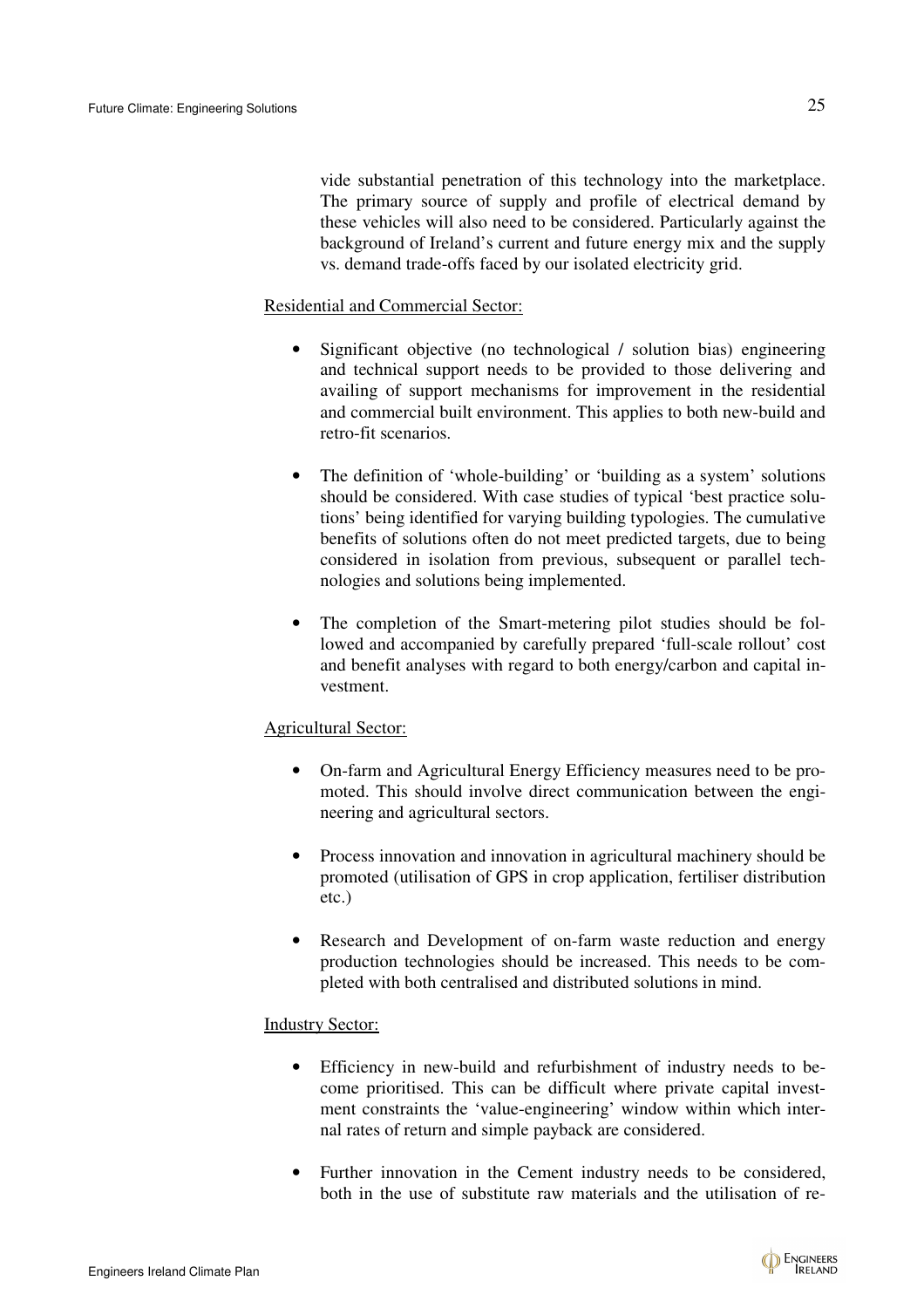vide substantial penetration of this technology into the marketplace. The primary source of supply and profile of electrical demand by these vehicles will also need to be considered. Particularly against the background of Ireland's current and future energy mix and the supply vs. demand trade-offs faced by our isolated electricity grid.

Residential and Commercial Sector:

- Significant objective (no technological / solution bias) engineering and technical support needs to be provided to those delivering and availing of support mechanisms for improvement in the residential and commercial built environment. This applies to both new-build and retro-fit scenarios.

- The definition of 'whole-building' or 'building as a system' solutions should be considered. With case studies of typical 'best practice solutions' being identified for varying building typologies. The cumulative benefits of solutions often do not meet predicted targets, due to being considered in isolation from previous, subsequent or parallel technologies and solutions being implemented.

- The completion of the Smart-metering pilot studies should be followed and accompanied by carefully prepared 'full-scale rollout' cost and benefit analyses with regard to both energy/carbon and capital investment.

Agricultural Sector:

- On-farm and Agricultural Energy Efficiency measures need to be promoted. This should involve direct communication between the engineering and agricultural sectors.

- Process innovation and innovation in agricultural machinery should be promoted (utilisation of GPS in crop application, fertiliser distribution etc.)

- Research and Development of on-farm waste reduction and energy production technologies should be increased. This needs to be completed with both centralised and distributed solutions in mind.

Industry Sector:

- Efficiency in new-build and refurbishment of industry needs to become prioritised. This can be difficult where private capital investment constraints the 'value-engineering' window within which internal rates of return and simple payback are considered.

- Further innovation in the Cement industry needs to be considered, both in the use of substitute raw materials and the utilisation of re-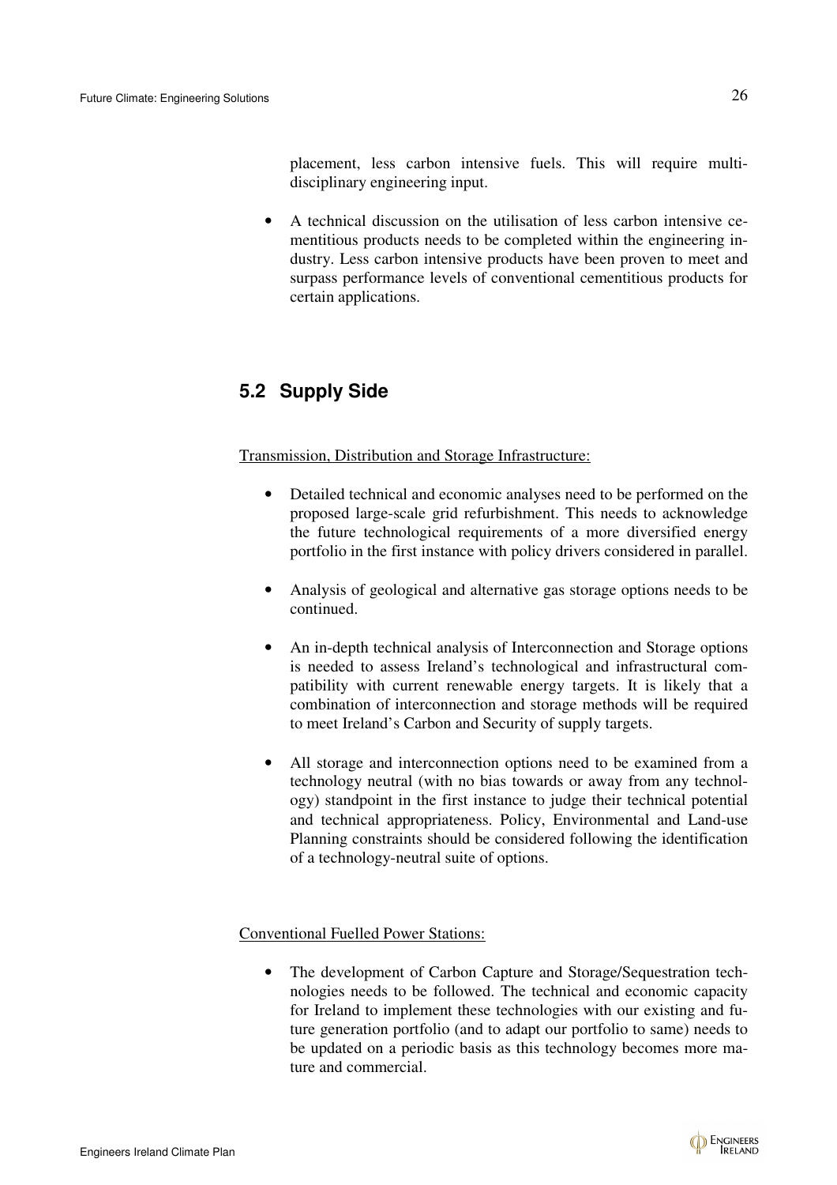placement, less carbon intensive fuels. This will require multi-disciplinary engineering input.

- A technical discussion on the utilisation of less carbon intensive cementitious products needs to be completed within the engineering industry. Less carbon intensive products have been proven to meet and surpass performance levels of conventional cementitious products for certain applications.

## 5.2 Supply Side

Transmission, Distribution and Storage Infrastructure:

- Detailed technical and economic analyses need to be performed on the proposed large-scale grid refurbishment. This needs to acknowledge the future technological requirements of a more diversified energy portfolio in the first instance with policy drivers considered in parallel.

- Analysis of geological and alternative gas storage options needs to be continued.

- An in-depth technical analysis of Interconnection and Storage options is needed to assess Ireland's technological and infrastructural compatibility with current renewable energy targets. It is likely that a combination of interconnection and storage methods will be required to meet Ireland's Carbon and Security of supply targets.

- All storage and interconnection options need to be examined from a technology neutral (with no bias towards or away from any technology) standpoint in the first instance to judge their technical potential and technical appropriateness. Policy, Environmental and Land-use Planning constraints should be considered following the identification of a technology-neutral suite of options.

Conventional Fuelled Power Stations:

- The development of Carbon Capture and Storage/Sequestration technologies needs to be followed. The technical and economic capacity for Ireland to implement these technologies with our existing and future generation portfolio (and to adapt our portfolio to same) needs to be updated on a periodic basis as this technology becomes more mature and commercial.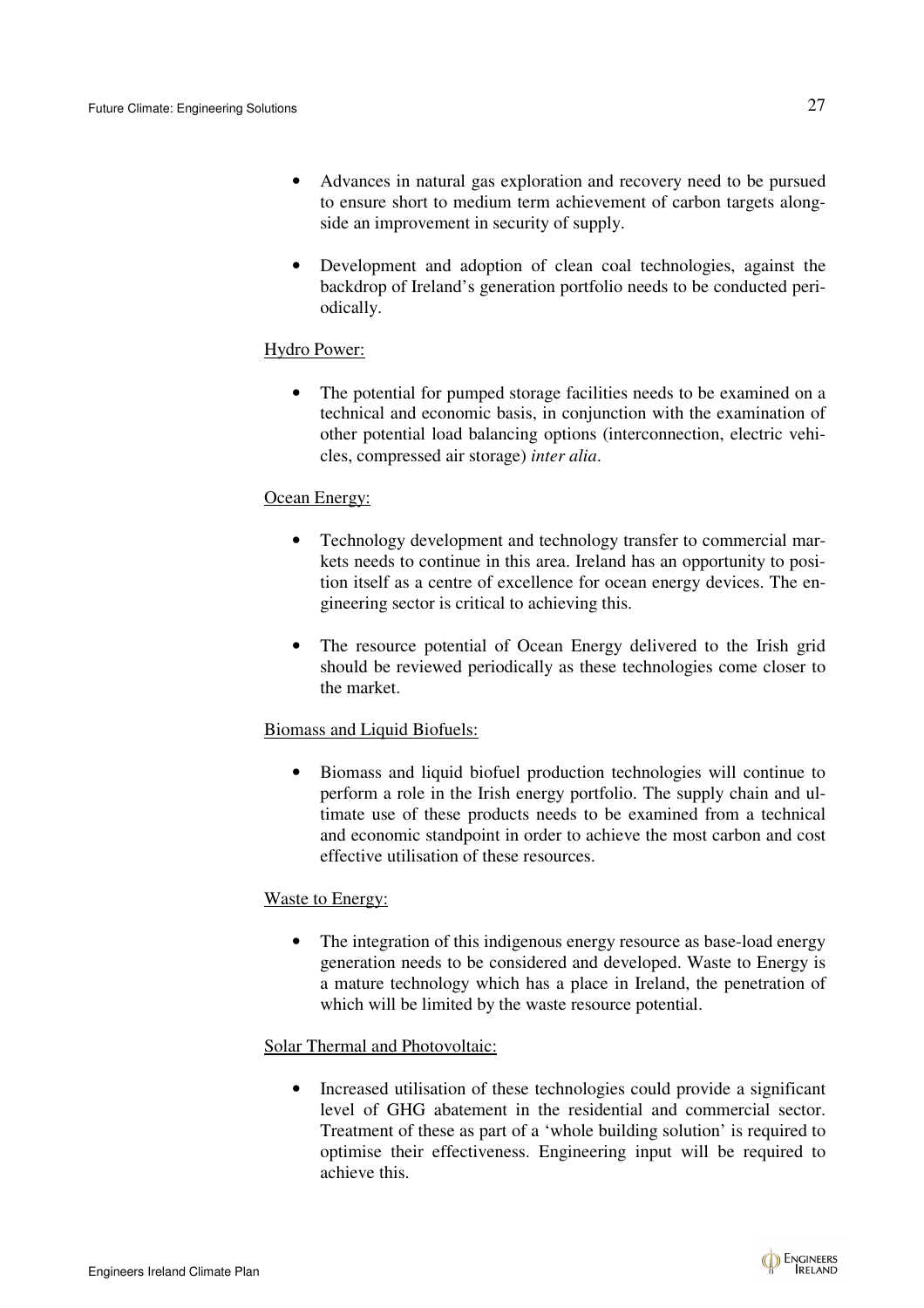- Advances in natural gas exploration and recovery need to be pursued to ensure short to medium term achievement of carbon targets alongside an improvement in security of supply.

- Development and adoption of clean coal technologies, against the backdrop of Ireland's generation portfolio needs to be conducted periodically.

Hydro Power:

- The potential for pumped storage facilities needs to be examined on a technical and economic basis, in conjunction with the examination of other potential load balancing options (interconnection, electric vehicles, compressed air storage) *inter alia*.

Ocean Energy:

- Technology development and technology transfer to commercial markets needs to continue in this area. Ireland has an opportunity to position itself as a centre of excellence for ocean energy devices. The engineering sector is critical to achieving this.

- The resource potential of Ocean Energy delivered to the Irish grid should be reviewed periodically as these technologies come closer to the market.

Biomass and Liquid Biofuels:

- Biomass and liquid biofuel production technologies will continue to perform a role in the Irish energy portfolio. The supply chain and ultimate use of these products needs to be examined from a technical and economic standpoint in order to achieve the most carbon and cost effective utilisation of these resources.

Waste to Energy:

- The integration of this indigenous energy resource as base-load energy generation needs to be considered and developed. Waste to Energy is a mature technology which has a place in Ireland, the penetration of which will be limited by the waste resource potential.

Solar Thermal and Photovoltaic:

- Increased utilisation of these technologies could provide a significant level of GHG abatement in the residential and commercial sector. Treatment of these as part of a 'whole building solution' is required to optimise their effectiveness. Engineering input will be required to achieve this.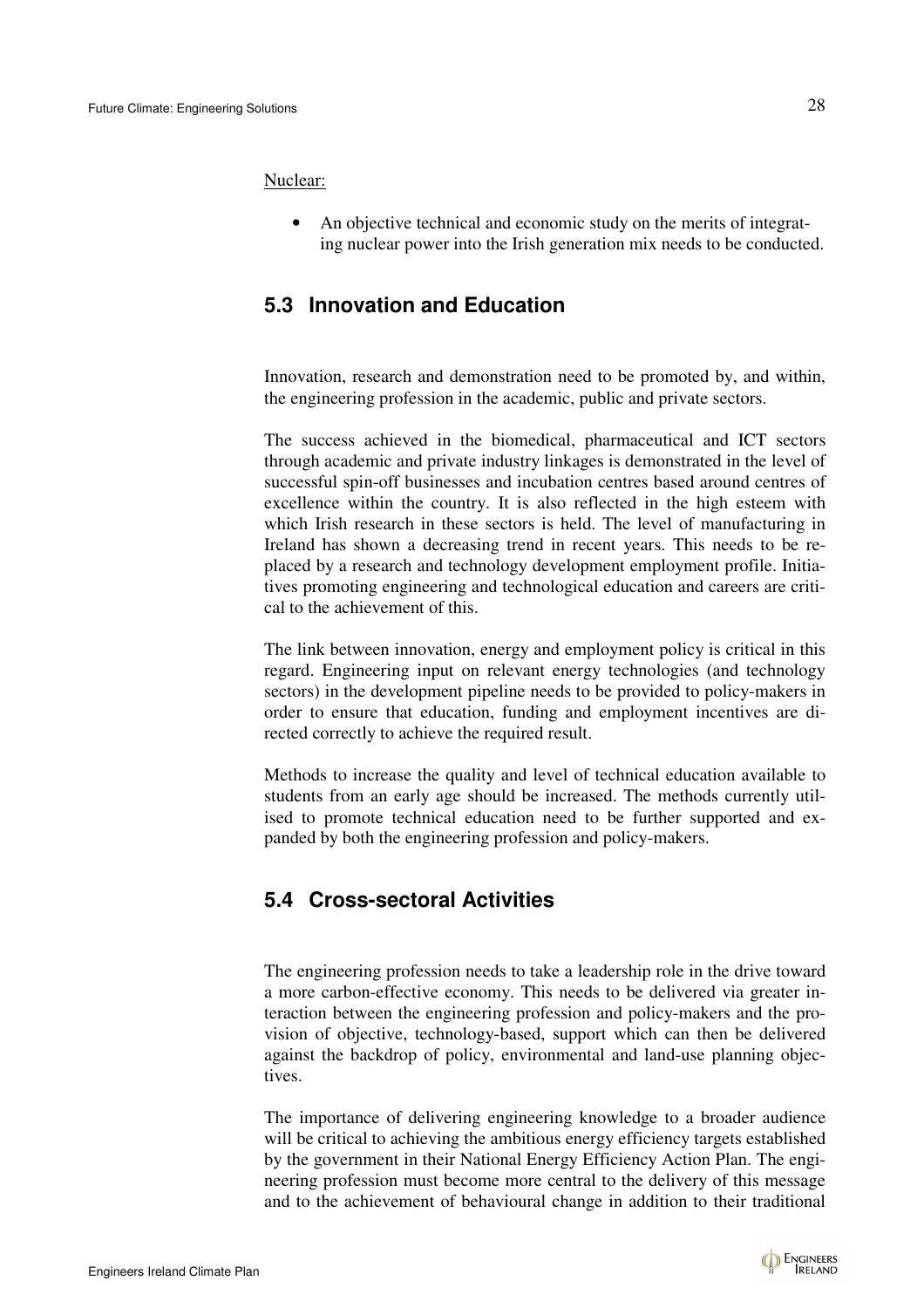Nuclear:

- An objective technical and economic study on the merits of integrating nuclear power into the Irish generation mix needs to be conducted.

## 5.3 Innovation and Education

Innovation, research and demonstration need to be promoted by, and within, the engineering profession in the academic, public and private sectors.

The success achieved in the biomedical, pharmaceutical and ICT sectors through academic and private industry linkages is demonstrated in the level of successful spin-off businesses and incubation centres based around centres of excellence within the country. It is also reflected in the high esteem with which Irish research in these sectors is held. The level of manufacturing in Ireland has shown a decreasing trend in recent years. This needs to be replaced by a research and technology development employment profile. Initiatives promoting engineering and technological education and careers are critical to the achievement of this.

The link between innovation, energy and employment policy is critical in this regard. Engineering input on relevant energy technologies (and technology sectors) in the development pipeline needs to be provided to policy-makers in order to ensure that education, funding and employment incentives are directed correctly to achieve the required result.

Methods to increase the quality and level of technical education available to students from an early age should be increased. The methods currently utilised to promote technical education need to be further supported and expanded by both the engineering profession and policy-makers.

## 5.4 Cross-sectoral Activities

The engineering profession needs to take a leadership role in the drive toward a more carbon-effective economy. This needs to be delivered via greater interaction between the engineering profession and policy-makers and the provision of objective, technology-based, support which can then be delivered against the backdrop of policy, environmental and land-use planning objectives.

The importance of delivering engineering knowledge to a broader audience will be critical to achieving the ambitious energy efficiency targets established by the government in their National Energy Efficiency Action Plan. The engineering profession must become more central to the delivery of this message and to the achievement of behavioural change in addition to their traditional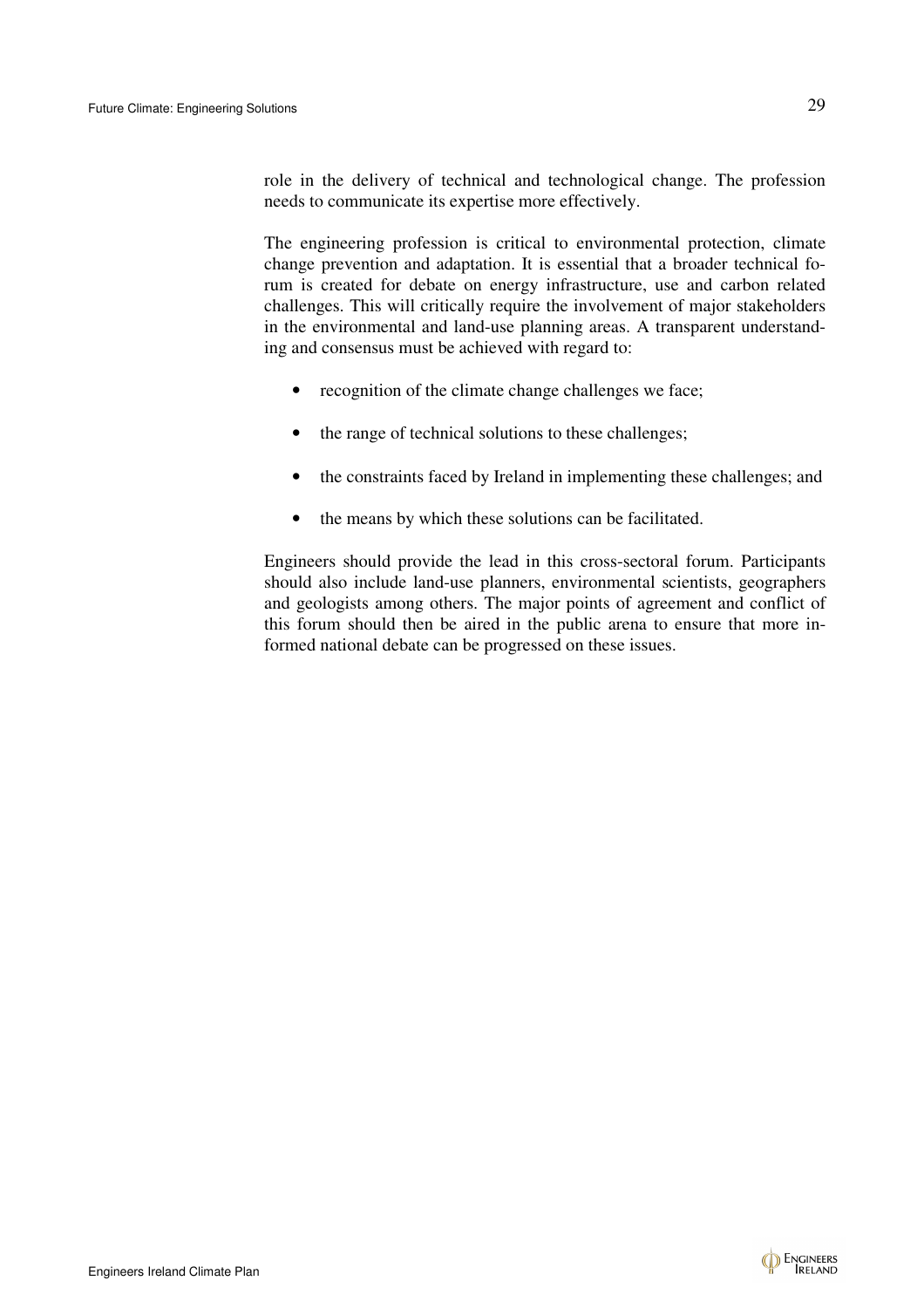role in the delivery of technical and technological change. The profession needs to communicate its expertise more effectively.

The engineering profession is critical to environmental protection, climate change prevention and adaptation. It is essential that a broader technical forum is created for debate on energy infrastructure, use and carbon related challenges. This will critically require the involvement of major stakeholders in the environmental and land-use planning areas. A transparent understanding and consensus must be achieved with regard to:

- recognition of the climate change challenges we face;
- the range of technical solutions to these challenges;
- the constraints faced by Ireland in implementing these challenges; and
- the means by which these solutions can be facilitated.

Engineers should provide the lead in this cross-sectoral forum. Participants should also include land-use planners, environmental scientists, geographers and geologists among others. The major points of agreement and conflict of this forum should then be aired in the public arena to ensure that more informed national debate can be progressed on these issues.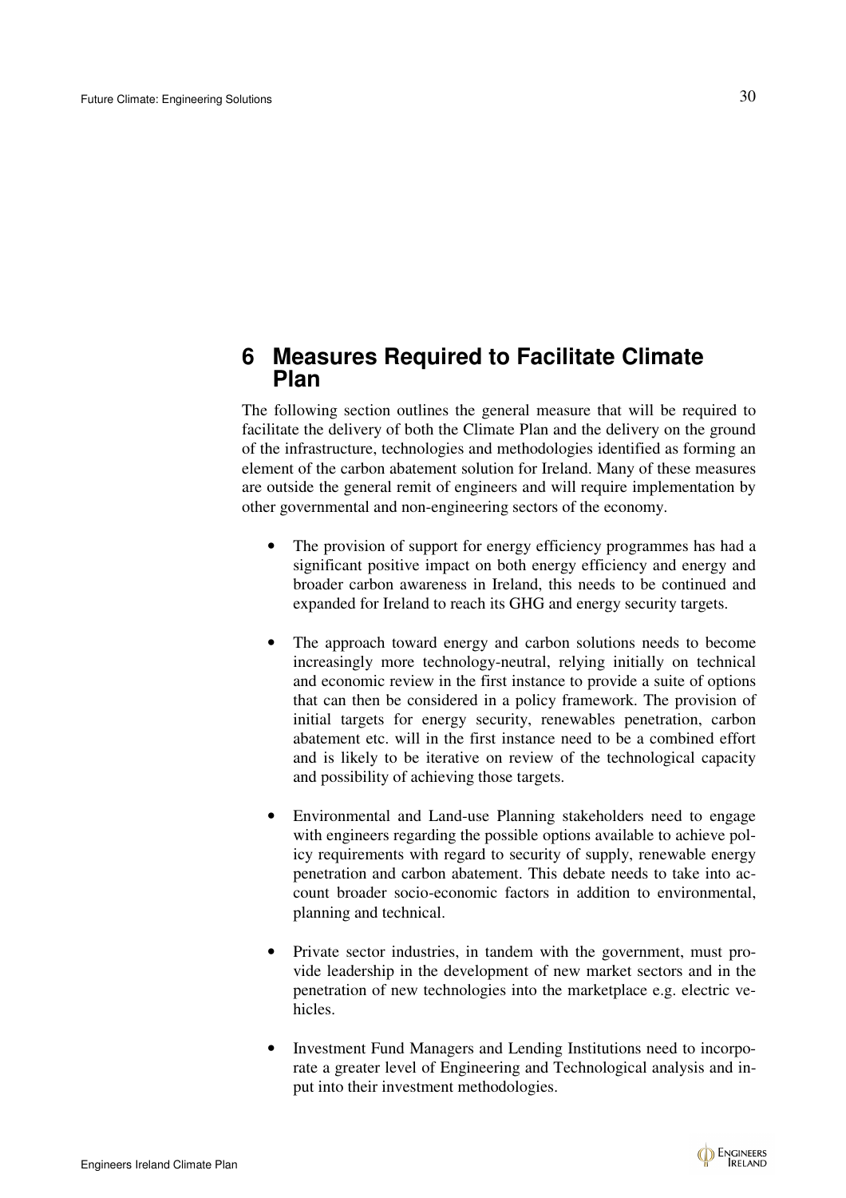# 6 Measures Required to Facilitate Climate Plan

The following section outlines the general measure that will be required to facilitate the delivery of both the Climate Plan and the delivery on the ground of the infrastructure, technologies and methodologies identified as forming an element of the carbon abatement solution for Ireland. Many of these measures are outside the general remit of engineers and will require implementation by other governmental and non-engineering sectors of the economy.

- The provision of support for energy efficiency programmes has had a significant positive impact on both energy efficiency and energy and broader carbon awareness in Ireland, this needs to be continued and expanded for Ireland to reach its GHG and energy security targets.

- The approach toward energy and carbon solutions needs to become increasingly more technology-neutral, relying initially on technical and economic review in the first instance to provide a suite of options that can then be considered in a policy framework. The provision of initial targets for energy security, renewables penetration, carbon abatement etc. will in the first instance need to be a combined effort and is likely to be iterative on review of the technological capacity and possibility of achieving those targets.

- Environmental and Land-use Planning stakeholders need to engage with engineers regarding the possible options available to achieve policy requirements with regard to security of supply, renewable energy penetration and carbon abatement. This debate needs to take into account broader socio-economic factors in addition to environmental, planning and technical.

- Private sector industries, in tandem with the government, must provide leadership in the development of new market sectors and in the penetration of new technologies into the marketplace e.g. electric vehicles.

- Investment Fund Managers and Lending Institutions need to incorporate a greater level of Engineering and Technological analysis and input into their investment methodologies.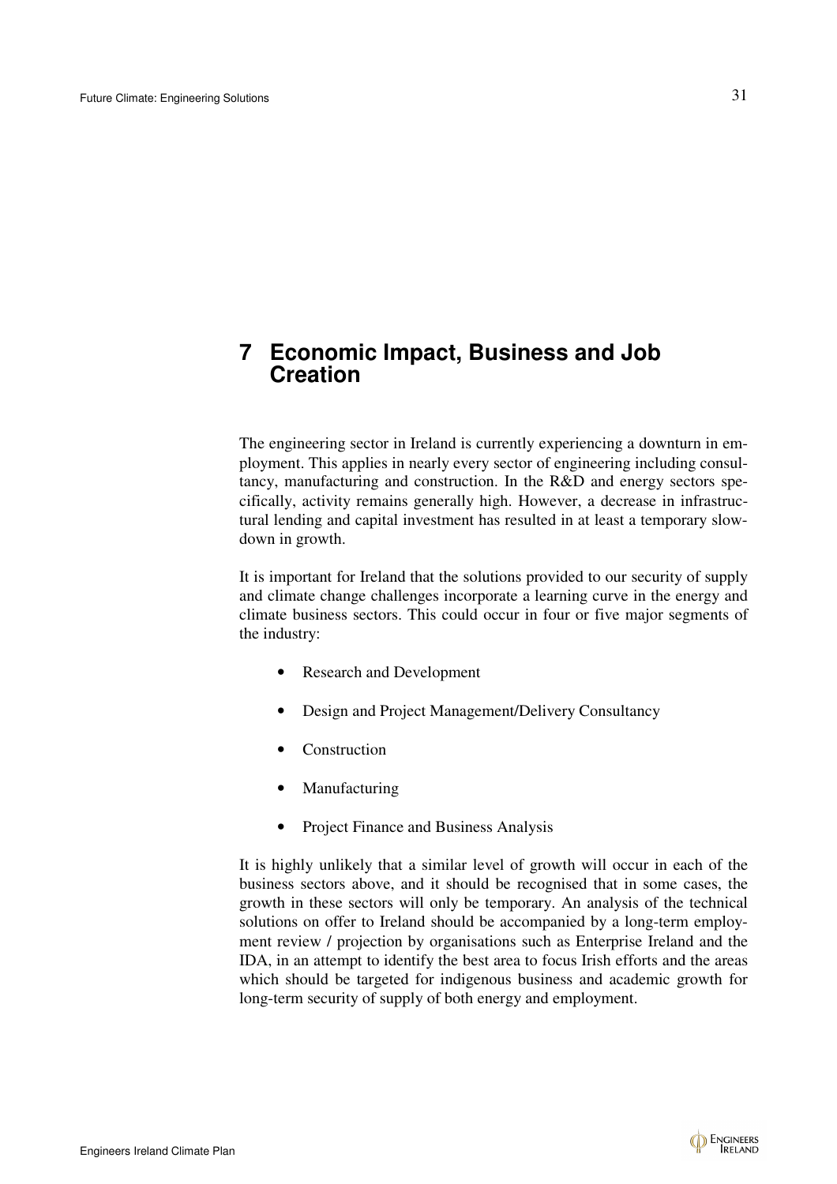# 7 Economic Impact, Business and Job Creation

The engineering sector in Ireland is currently experiencing a downturn in employment. This applies in nearly every sector of engineering including consultancy, manufacturing and construction. In the R&D and energy sectors specifically, activity remains generally high. However, a decrease in infrastructural lending and capital investment has resulted in at least a temporary slowdown in growth.

It is important for Ireland that the solutions provided to our security of supply and climate change challenges incorporate a learning curve in the energy and climate business sectors. This could occur in four or five major segments of the industry:

- Research and Development
- Design and Project Management/Delivery Consultancy
- Construction
- Manufacturing
- Project Finance and Business Analysis

It is highly unlikely that a similar level of growth will occur in each of the business sectors above, and it should be recognised that in some cases, the growth in these sectors will only be temporary. An analysis of the technical solutions on offer to Ireland should be accompanied by a long-term employment review / projection by organisations such as Enterprise Ireland and the IDA, in an attempt to identify the best area to focus Irish efforts and the areas which should be targeted for indigenous business and academic growth for long-term security of supply of both energy and employment.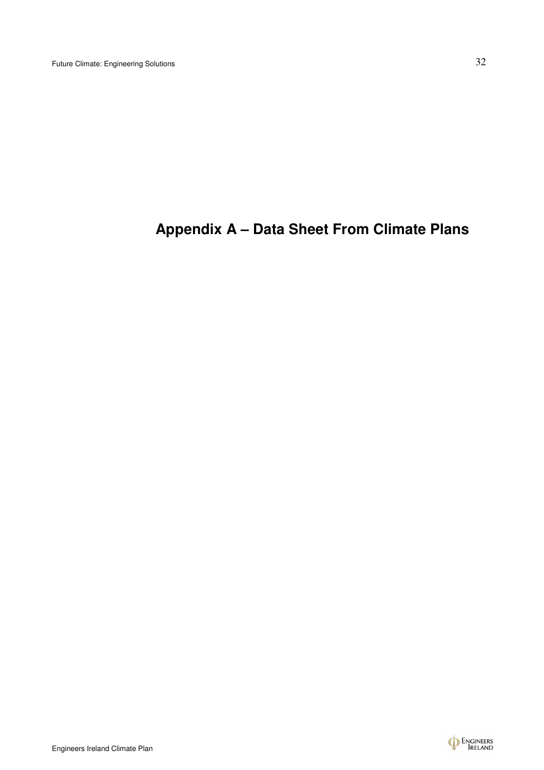# Appendix A – Data Sheet From Climate Plans